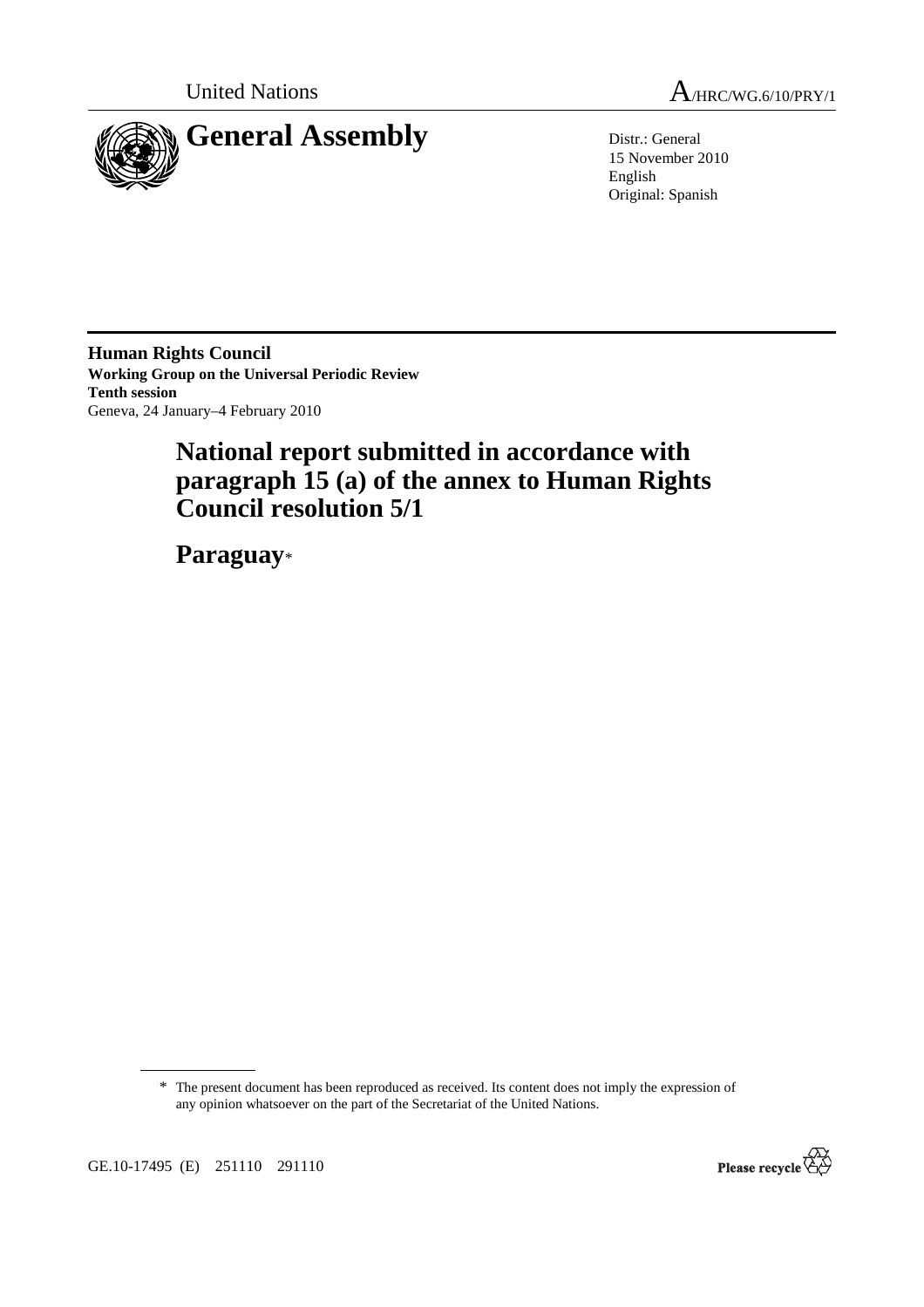United Nations

A/HRC/WG.6/10/PRY/1

# General Assembly

Distr.: General
15 November 2010
English
Original: Spanish

**Human Rights Council**
**Working Group on the Universal Periodic Review**
**Tenth session**
Geneva, 24 January–4 February 2010

## National report submitted in accordance with paragraph 15 (a) of the annex to Human Rights Council resolution 5/1

## Paraguay*

---

* The present document has been reproduced as received. Its content does not imply the expression of any opinion whatsoever on the part of the Secretariat of the United Nations.

GE.10-17495 (E) 251110 291110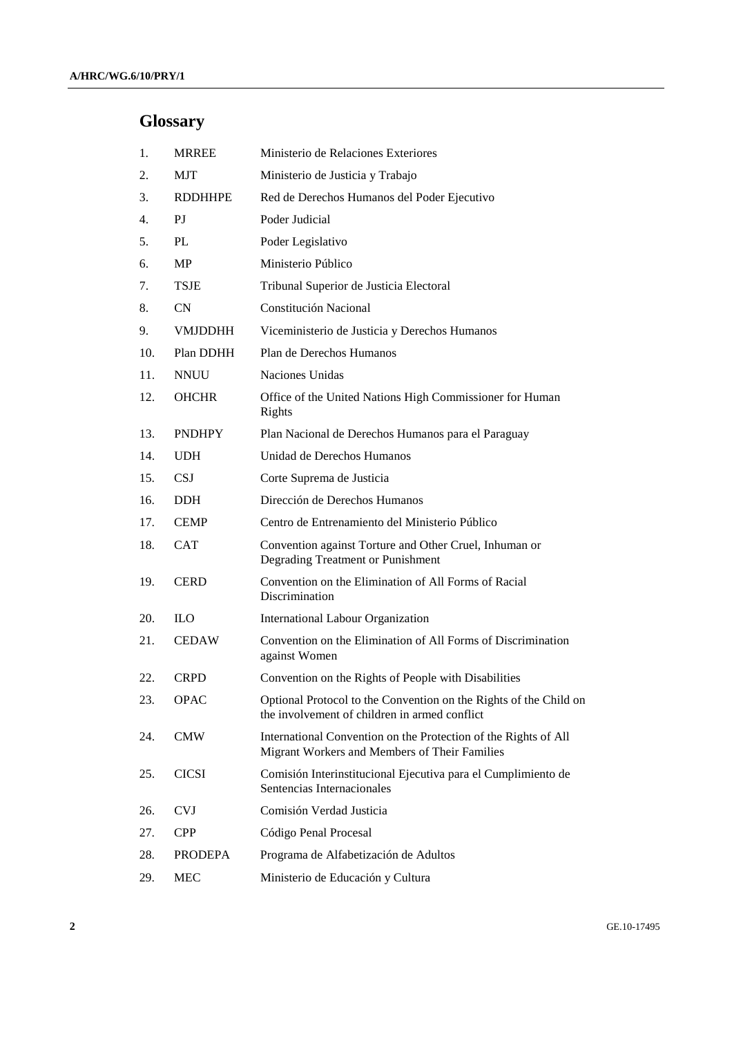# Glossary

| | | |
|---|---|---|
| 1. | MRREE | Ministerio de Relaciones Exteriores |
| 2. | MJT | Ministerio de Justicia y Trabajo |
| 3. | RDDHHPE | Red de Derechos Humanos del Poder Ejecutivo |
| 4. | PJ | Poder Judicial |
| 5. | PL | Poder Legislativo |
| 6. | MP | Ministerio Público |
| 7. | TSJE | Tribunal Superior de Justicia Electoral |
| 8. | CN | Constitución Nacional |
| 9. | VMJDDHH | Viceministerio de Justicia y Derechos Humanos |
| 10. | Plan DDHH | Plan de Derechos Humanos |
| 11. | NNUU | Naciones Unidas |
| 12. | OHCHR | Office of the United Nations High Commissioner for Human Rights |
| 13. | PNDHPY | Plan Nacional de Derechos Humanos para el Paraguay |
| 14. | UDH | Unidad de Derechos Humanos |
| 15. | CSJ | Corte Suprema de Justicia |
| 16. | DDH | Dirección de Derechos Humanos |
| 17. | CEMP | Centro de Entrenamiento del Ministerio Público |
| 18. | CAT | Convention against Torture and Other Cruel, Inhuman or Degrading Treatment or Punishment |
| 19. | CERD | Convention on the Elimination of All Forms of Racial Discrimination |
| 20. | ILO | International Labour Organization |
| 21. | CEDAW | Convention on the Elimination of All Forms of Discrimination against Women |
| 22. | CRPD | Convention on the Rights of People with Disabilities |
| 23. | OPAC | Optional Protocol to the Convention on the Rights of the Child on the involvement of children in armed conflict |
| 24. | CMW | International Convention on the Protection of the Rights of All Migrant Workers and Members of Their Families |
| 25. | CICSI | Comisión Interinstitucional Ejecutiva para el Cumplimiento de Sentencias Internacionales |
| 26. | CVJ | Comisión Verdad Justicia |
| 27. | CPP | Código Penal Procesal |
| 28. | PRODEPA | Programa de Alfabetización de Adultos |
| 29. | MEC | Ministerio de Educación y Cultura |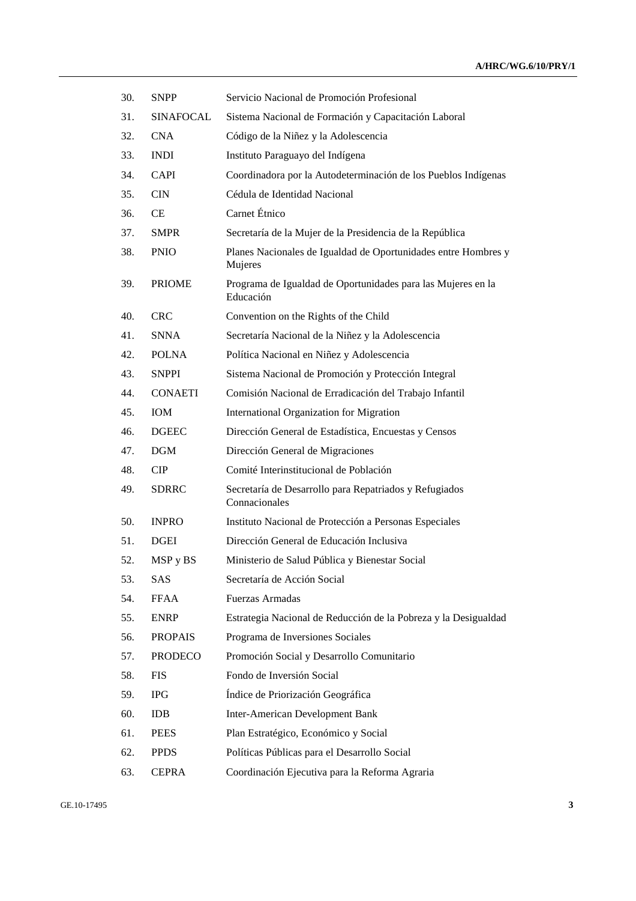| | | |
|---|---|---|
| 30. | SNPP | Servicio Nacional de Promoción Profesional |
| 31. | SINAFOCAL | Sistema Nacional de Formación y Capacitación Laboral |
| 32. | CNA | Código de la Niñez y la Adolescencia |
| 33. | INDI | Instituto Paraguayo del Indígena |
| 34. | CAPI | Coordinadora por la Autodeterminación de los Pueblos Indígenas |
| 35. | CIN | Cédula de Identidad Nacional |
| 36. | CE | Carnet Étnico |
| 37. | SMPR | Secretaría de la Mujer de la Presidencia de la República |
| 38. | PNIO | Planes Nacionales de Igualdad de Oportunidades entre Hombres y Mujeres |
| 39. | PRIOME | Programa de Igualdad de Oportunidades para las Mujeres en la Educación |
| 40. | CRC | Convention on the Rights of the Child |
| 41. | SNNA | Secretaría Nacional de la Niñez y la Adolescencia |
| 42. | POLNA | Política Nacional en Niñez y Adolescencia |
| 43. | SNPPI | Sistema Nacional de Promoción y Protección Integral |
| 44. | CONAETI | Comisión Nacional de Erradicación del Trabajo Infantil |
| 45. | IOM | International Organization for Migration |
| 46. | DGEEC | Dirección General de Estadística, Encuestas y Censos |
| 47. | DGM | Dirección General de Migraciones |
| 48. | CIP | Comité Interinstitucional de Población |
| 49. | SDRRC | Secretaría de Desarrollo para Repatriados y Refugiados Connacionales |
| 50. | INPRO | Instituto Nacional de Protección a Personas Especiales |
| 51. | DGEI | Dirección General de Educación Inclusiva |
| 52. | MSP y BS | Ministerio de Salud Pública y Bienestar Social |
| 53. | SAS | Secretaría de Acción Social |
| 54. | FFAA | Fuerzas Armadas |
| 55. | ENRP | Estrategia Nacional de Reducción de la Pobreza y la Desigualdad |
| 56. | PROPAIS | Programa de Inversiones Sociales |
| 57. | PRODECO | Promoción Social y Desarrollo Comunitario |
| 58. | FIS | Fondo de Inversión Social |
| 59. | IPG | Índice de Priorización Geográfica |
| 60. | IDB | Inter-American Development Bank |
| 61. | PEES | Plan Estratégico, Económico y Social |
| 62. | PPDS | Políticas Públicas para el Desarrollo Social |
| 63. | CEPRA | Coordinación Ejecutiva para la Reforma Agraria |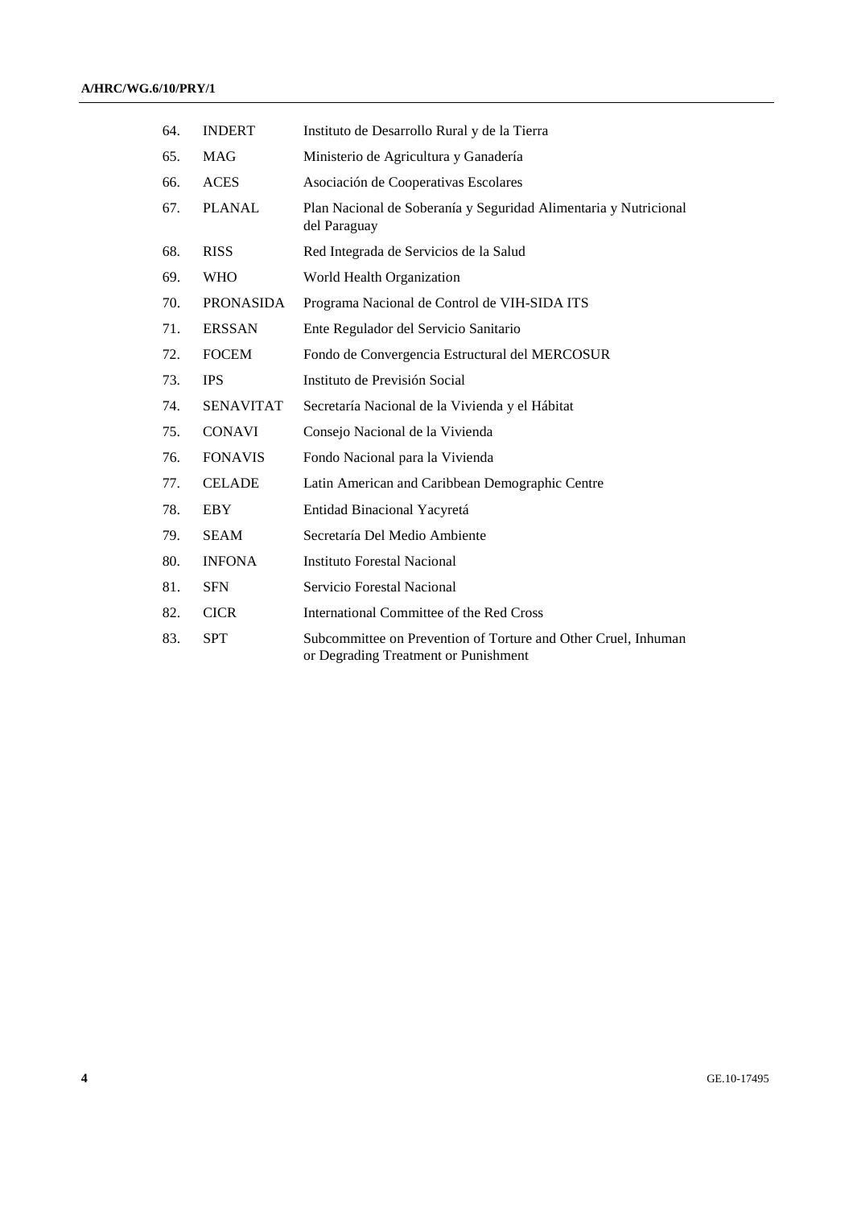| | | |
|---|---|---|
| 64. | INDERT | Instituto de Desarrollo Rural y de la Tierra |
| 65. | MAG | Ministerio de Agricultura y Ganadería |
| 66. | ACES | Asociación de Cooperativas Escolares |
| 67. | PLANAL | Plan Nacional de Soberanía y Seguridad Alimentaria y Nutricional del Paraguay |
| 68. | RISS | Red Integrada de Servicios de la Salud |
| 69. | WHO | World Health Organization |
| 70. | PRONASIDA | Programa Nacional de Control de VIH-SIDA ITS |
| 71. | ERSSAN | Ente Regulador del Servicio Sanitario |
| 72. | FOCEM | Fondo de Convergencia Estructural del MERCOSUR |
| 73. | IPS | Instituto de Previsión Social |
| 74. | SENAVITAT | Secretaría Nacional de la Vivienda y el Hábitat |
| 75. | CONAVI | Consejo Nacional de la Vivienda |
| 76. | FONAVIS | Fondo Nacional para la Vivienda |
| 77. | CELADE | Latin American and Caribbean Demographic Centre |
| 78. | EBY | Entidad Binacional Yacyretá |
| 79. | SEAM | Secretaría Del Medio Ambiente |
| 80. | INFONA | Instituto Forestal Nacional |
| 81. | SFN | Servicio Forestal Nacional |
| 82. | CICR | International Committee of the Red Cross |
| 83. | SPT | Subcommittee on Prevention of Torture and Other Cruel, Inhuman or Degrading Treatment or Punishment |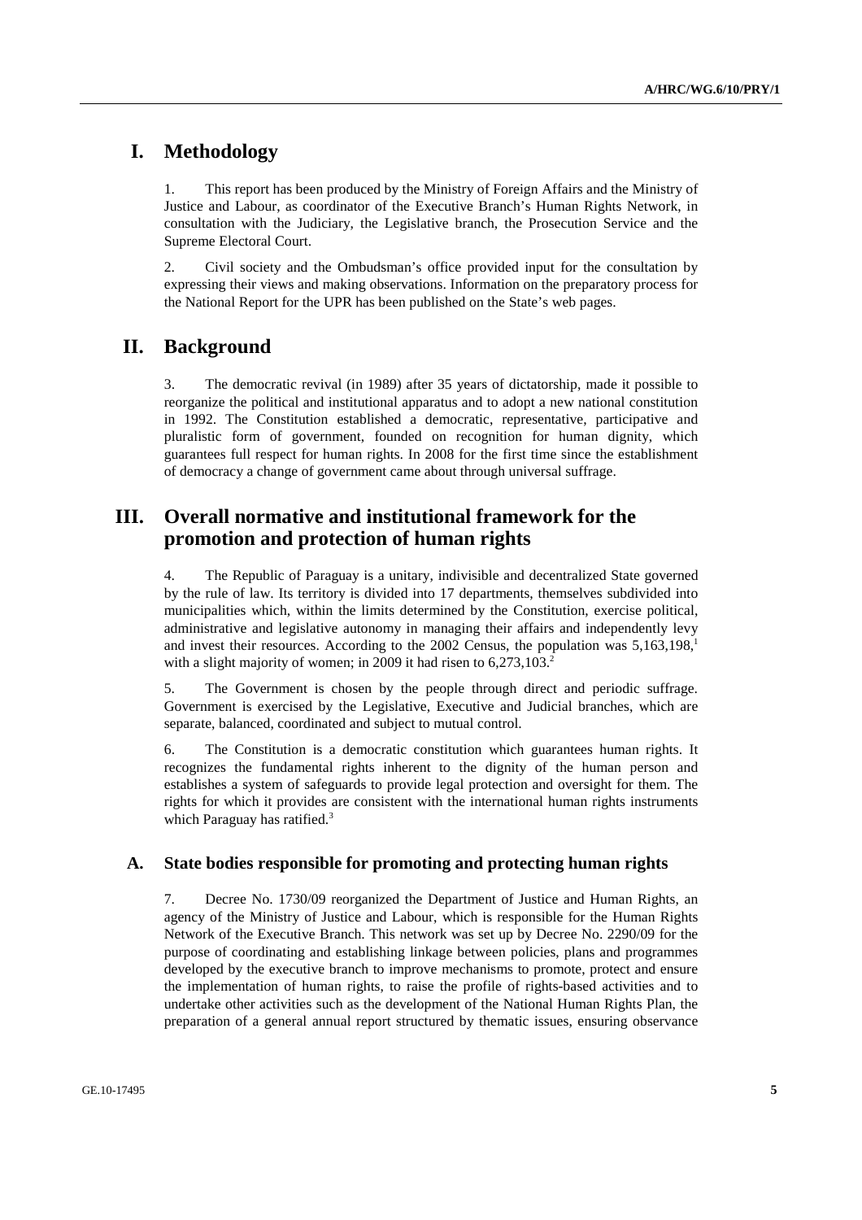# I. Methodology

1. This report has been produced by the Ministry of Foreign Affairs and the Ministry of Justice and Labour, as coordinator of the Executive Branch's Human Rights Network, in consultation with the Judiciary, the Legislative branch, the Prosecution Service and the Supreme Electoral Court.

2. Civil society and the Ombudsman's office provided input for the consultation by expressing their views and making observations. Information on the preparatory process for the National Report for the UPR has been published on the State's web pages.

# II. Background

3. The democratic revival (in 1989) after 35 years of dictatorship, made it possible to reorganize the political and institutional apparatus and to adopt a new national constitution in 1992. The Constitution established a democratic, representative, participative and pluralistic form of government, founded on recognition for human dignity, which guarantees full respect for human rights. In 2008 for the first time since the establishment of democracy a change of government came about through universal suffrage.

# III. Overall normative and institutional framework for the promotion and protection of human rights

4. The Republic of Paraguay is a unitary, indivisible and decentralized State governed by the rule of law. Its territory is divided into 17 departments, themselves subdivided into municipalities which, within the limits determined by the Constitution, exercise political, administrative and legislative autonomy in managing their affairs and independently levy and invest their resources. According to the 2002 Census, the population was 5,163,198,[1] with a slight majority of women; in 2009 it had risen to 6,273,103.[2]

5. The Government is chosen by the people through direct and periodic suffrage. Government is exercised by the Legislative, Executive and Judicial branches, which are separate, balanced, coordinated and subject to mutual control.

6. The Constitution is a democratic constitution which guarantees human rights. It recognizes the fundamental rights inherent to the dignity of the human person and establishes a system of safeguards to provide legal protection and oversight for them. The rights for which it provides are consistent with the international human rights instruments which Paraguay has ratified.[3]

## A. State bodies responsible for promoting and protecting human rights

7. Decree No. 1730/09 reorganized the Department of Justice and Human Rights, an agency of the Ministry of Justice and Labour, which is responsible for the Human Rights Network of the Executive Branch. This network was set up by Decree No. 2290/09 for the purpose of coordinating and establishing linkage between policies, plans and programmes developed by the executive branch to improve mechanisms to promote, protect and ensure the implementation of human rights, to raise the profile of rights-based activities and to undertake other activities such as the development of the National Human Rights Plan, the preparation of a general annual report structured by thematic issues, ensuring observance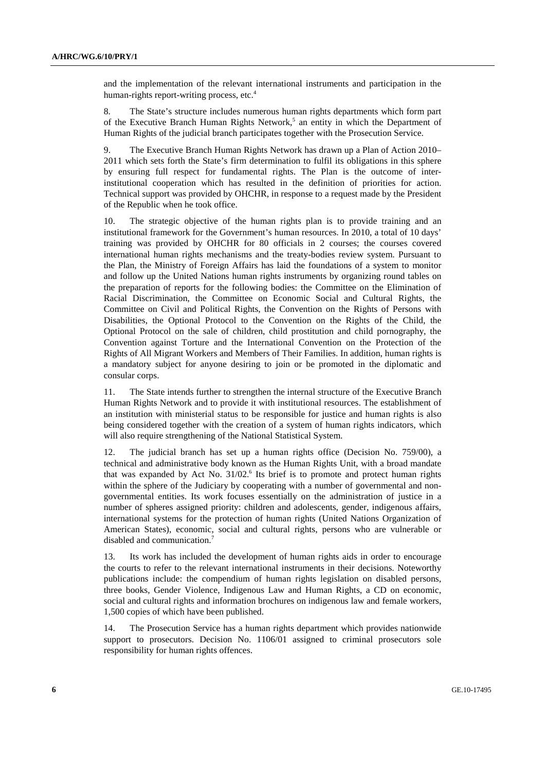and the implementation of the relevant international instruments and participation in the human-rights report-writing process, etc.[4]

8. The State's structure includes numerous human rights departments which form part of the Executive Branch Human Rights Network,[5] an entity in which the Department of Human Rights of the judicial branch participates together with the Prosecution Service.

9. The Executive Branch Human Rights Network has drawn up a Plan of Action 2010–2011 which sets forth the State's firm determination to fulfil its obligations in this sphere by ensuring full respect for fundamental rights. The Plan is the outcome of inter-institutional cooperation which has resulted in the definition of priorities for action. Technical support was provided by OHCHR, in response to a request made by the President of the Republic when he took office.

10. The strategic objective of the human rights plan is to provide training and an institutional framework for the Government's human resources. In 2010, a total of 10 days' training was provided by OHCHR for 80 officials in 2 courses; the courses covered international human rights mechanisms and the treaty-bodies review system. Pursuant to the Plan, the Ministry of Foreign Affairs has laid the foundations of a system to monitor and follow up the United Nations human rights instruments by organizing round tables on the preparation of reports for the following bodies: the Committee on the Elimination of Racial Discrimination, the Committee on Economic Social and Cultural Rights, the Committee on Civil and Political Rights, the Convention on the Rights of Persons with Disabilities, the Optional Protocol to the Convention on the Rights of the Child, the Optional Protocol on the sale of children, child prostitution and child pornography, the Convention against Torture and the International Convention on the Protection of the Rights of All Migrant Workers and Members of Their Families. In addition, human rights is a mandatory subject for anyone desiring to join or be promoted in the diplomatic and consular corps.

11. The State intends further to strengthen the internal structure of the Executive Branch Human Rights Network and to provide it with institutional resources. The establishment of an institution with ministerial status to be responsible for justice and human rights is also being considered together with the creation of a system of human rights indicators, which will also require strengthening of the National Statistical System.

12. The judicial branch has set up a human rights office (Decision No. 759/00), a technical and administrative body known as the Human Rights Unit, with a broad mandate that was expanded by Act No. 31/02.[6] Its brief is to promote and protect human rights within the sphere of the Judiciary by cooperating with a number of governmental and non-governmental entities. Its work focuses essentially on the administration of justice in a number of spheres assigned priority: children and adolescents, gender, indigenous affairs, international systems for the protection of human rights (United Nations Organization of American States), economic, social and cultural rights, persons who are vulnerable or disabled and communication.[7]

13. Its work has included the development of human rights aids in order to encourage the courts to refer to the relevant international instruments in their decisions. Noteworthy publications include: the compendium of human rights legislation on disabled persons, three books, Gender Violence, Indigenous Law and Human Rights, a CD on economic, social and cultural rights and information brochures on indigenous law and female workers, 1,500 copies of which have been published.

14. The Prosecution Service has a human rights department which provides nationwide support to prosecutors. Decision No. 1106/01 assigned to criminal prosecutors sole responsibility for human rights offences.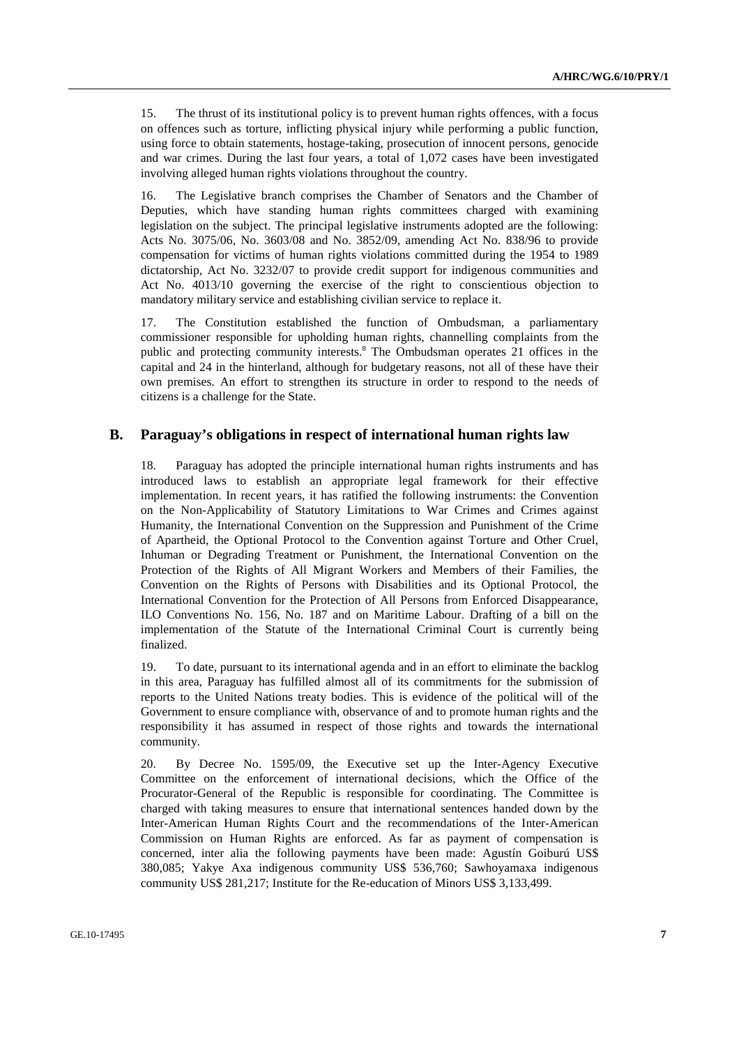15. The thrust of its institutional policy is to prevent human rights offences, with a focus on offences such as torture, inflicting physical injury while performing a public function, using force to obtain statements, hostage-taking, prosecution of innocent persons, genocide and war crimes. During the last four years, a total of 1,072 cases have been investigated involving alleged human rights violations throughout the country.

16. The Legislative branch comprises the Chamber of Senators and the Chamber of Deputies, which have standing human rights committees charged with examining legislation on the subject. The principal legislative instruments adopted are the following: Acts No. 3075/06, No. 3603/08 and No. 3852/09, amending Act No. 838/96 to provide compensation for victims of human rights violations committed during the 1954 to 1989 dictatorship, Act No. 3232/07 to provide credit support for indigenous communities and Act No. 4013/10 governing the exercise of the right to conscientious objection to mandatory military service and establishing civilian service to replace it.

17. The Constitution established the function of Ombudsman, a parliamentary commissioner responsible for upholding human rights, channelling complaints from the public and protecting community interests.[8] The Ombudsman operates 21 offices in the capital and 24 in the hinterland, although for budgetary reasons, not all of these have their own premises. An effort to strengthen its structure in order to respond to the needs of citizens is a challenge for the State.

## B. Paraguay's obligations in respect of international human rights law

18. Paraguay has adopted the principle international human rights instruments and has introduced laws to establish an appropriate legal framework for their effective implementation. In recent years, it has ratified the following instruments: the Convention on the Non-Applicability of Statutory Limitations to War Crimes and Crimes against Humanity, the International Convention on the Suppression and Punishment of the Crime of Apartheid, the Optional Protocol to the Convention against Torture and Other Cruel, Inhuman or Degrading Treatment or Punishment, the International Convention on the Protection of the Rights of All Migrant Workers and Members of their Families, the Convention on the Rights of Persons with Disabilities and its Optional Protocol, the International Convention for the Protection of All Persons from Enforced Disappearance, ILO Conventions No. 156, No. 187 and on Maritime Labour. Drafting of a bill on the implementation of the Statute of the International Criminal Court is currently being finalized.

19. To date, pursuant to its international agenda and in an effort to eliminate the backlog in this area, Paraguay has fulfilled almost all of its commitments for the submission of reports to the United Nations treaty bodies. This is evidence of the political will of the Government to ensure compliance with, observance of and to promote human rights and the responsibility it has assumed in respect of those rights and towards the international community.

20. By Decree No. 1595/09, the Executive set up the Inter-Agency Executive Committee on the enforcement of international decisions, which the Office of the Procurator-General of the Republic is responsible for coordinating. The Committee is charged with taking measures to ensure that international sentences handed down by the Inter-American Human Rights Court and the recommendations of the Inter-American Commission on Human Rights are enforced. As far as payment of compensation is concerned, inter alia the following payments have been made: Agustín Goiburú US$ 380,085; Yakye Axa indigenous community US$ 536,760; Sawhoyamaxa indigenous community US$ 281,217; Institute for the Re-education of Minors US$ 3,133,499.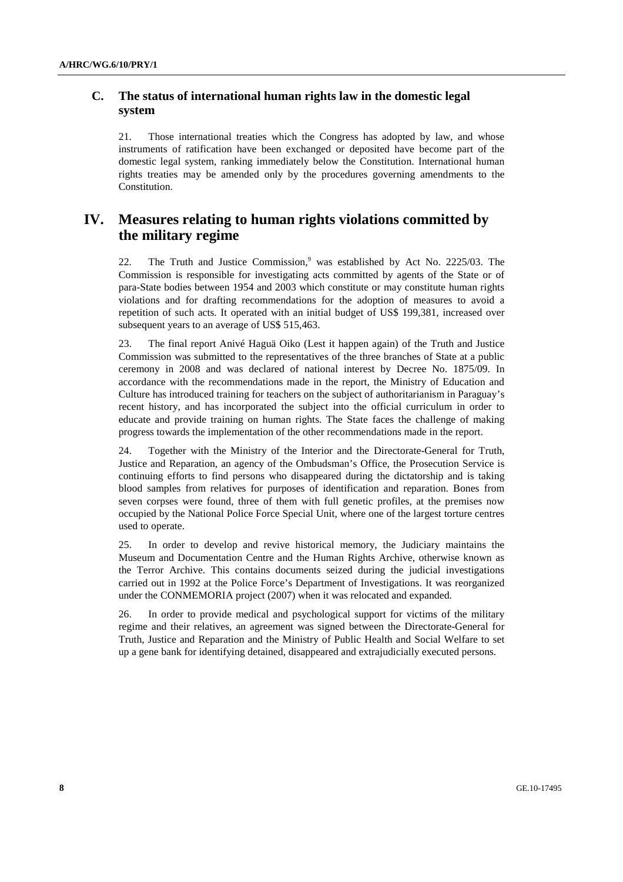## C. The status of international human rights law in the domestic legal system

21. Those international treaties which the Congress has adopted by law, and whose instruments of ratification have been exchanged or deposited have become part of the domestic legal system, ranking immediately below the Constitution. International human rights treaties may be amended only by the procedures governing amendments to the Constitution.

# IV. Measures relating to human rights violations committed by the military regime

22. The Truth and Justice Commission,[9] was established by Act No. 2225/03. The Commission is responsible for investigating acts committed by agents of the State or of para-State bodies between 1954 and 2003 which constitute or may constitute human rights violations and for drafting recommendations for the adoption of measures to avoid a repetition of such acts. It operated with an initial budget of US$ 199,381, increased over subsequent years to an average of US$ 515,463.

23. The final report Anivé Haguä Oiko (Lest it happen again) of the Truth and Justice Commission was submitted to the representatives of the three branches of State at a public ceremony in 2008 and was declared of national interest by Decree No. 1875/09. In accordance with the recommendations made in the report, the Ministry of Education and Culture has introduced training for teachers on the subject of authoritarianism in Paraguay's recent history, and has incorporated the subject into the official curriculum in order to educate and provide training on human rights. The State faces the challenge of making progress towards the implementation of the other recommendations made in the report.

24. Together with the Ministry of the Interior and the Directorate-General for Truth, Justice and Reparation, an agency of the Ombudsman's Office, the Prosecution Service is continuing efforts to find persons who disappeared during the dictatorship and is taking blood samples from relatives for purposes of identification and reparation. Bones from seven corpses were found, three of them with full genetic profiles, at the premises now occupied by the National Police Force Special Unit, where one of the largest torture centres used to operate.

25. In order to develop and revive historical memory, the Judiciary maintains the Museum and Documentation Centre and the Human Rights Archive, otherwise known as the Terror Archive. This contains documents seized during the judicial investigations carried out in 1992 at the Police Force's Department of Investigations. It was reorganized under the CONMEMORIA project (2007) when it was relocated and expanded.

26. In order to provide medical and psychological support for victims of the military regime and their relatives, an agreement was signed between the Directorate-General for Truth, Justice and Reparation and the Ministry of Public Health and Social Welfare to set up a gene bank for identifying detained, disappeared and extrajudicially executed persons.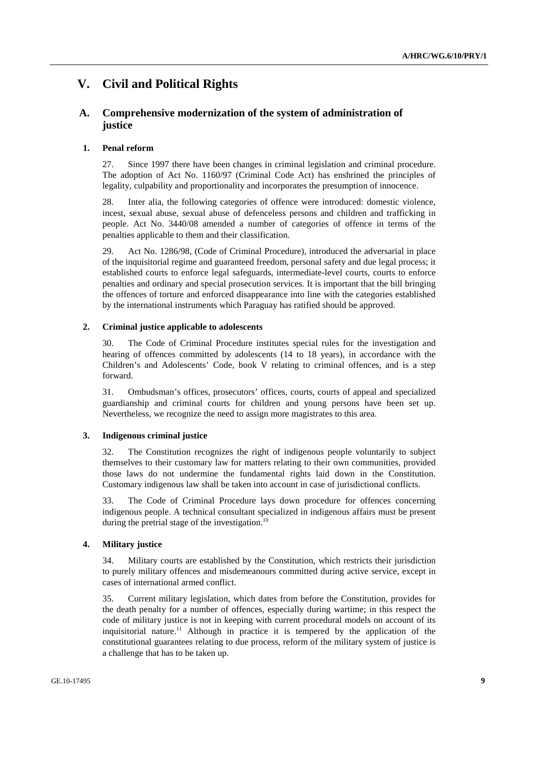# V. Civil and Political Rights

## A. Comprehensive modernization of the system of administration of justice

### 1. Penal reform

27. Since 1997 there have been changes in criminal legislation and criminal procedure. The adoption of Act No. 1160/97 (Criminal Code Act) has enshrined the principles of legality, culpability and proportionality and incorporates the presumption of innocence.

28. Inter alia, the following categories of offence were introduced: domestic violence, incest, sexual abuse, sexual abuse of defenceless persons and children and trafficking in people. Act No. 3440/08 amended a number of categories of offence in terms of the penalties applicable to them and their classification.

29. Act No. 1286/98, (Code of Criminal Procedure), introduced the adversarial in place of the inquisitorial regime and guaranteed freedom, personal safety and due legal process; it established courts to enforce legal safeguards, intermediate-level courts, courts to enforce penalties and ordinary and special prosecution services. It is important that the bill bringing the offences of torture and enforced disappearance into line with the categories established by the international instruments which Paraguay has ratified should be approved.

### 2. Criminal justice applicable to adolescents

30. The Code of Criminal Procedure institutes special rules for the investigation and hearing of offences committed by adolescents (14 to 18 years), in accordance with the Children's and Adolescents' Code, book V relating to criminal offences, and is a step forward.

31. Ombudsman's offices, prosecutors' offices, courts, courts of appeal and specialized guardianship and criminal courts for children and young persons have been set up. Nevertheless, we recognize the need to assign more magistrates to this area.

### 3. Indigenous criminal justice

32. The Constitution recognizes the right of indigenous people voluntarily to subject themselves to their customary law for matters relating to their own communities, provided those laws do not undermine the fundamental rights laid down in the Constitution. Customary indigenous law shall be taken into account in case of jurisdictional conflicts.

33. The Code of Criminal Procedure lays down procedure for offences concerning indigenous people. A technical consultant specialized in indigenous affairs must be present during the pretrial stage of the investigation.[10]

### 4. Military justice

34. Military courts are established by the Constitution, which restricts their jurisdiction to purely military offences and misdemeanours committed during active service, except in cases of international armed conflict.

35. Current military legislation, which dates from before the Constitution, provides for the death penalty for a number of offences, especially during wartime; in this respect the code of military justice is not in keeping with current procedural models on account of its inquisitorial nature.[11] Although in practice it is tempered by the application of the constitutional guarantees relating to due process, reform of the military system of justice is a challenge that has to be taken up.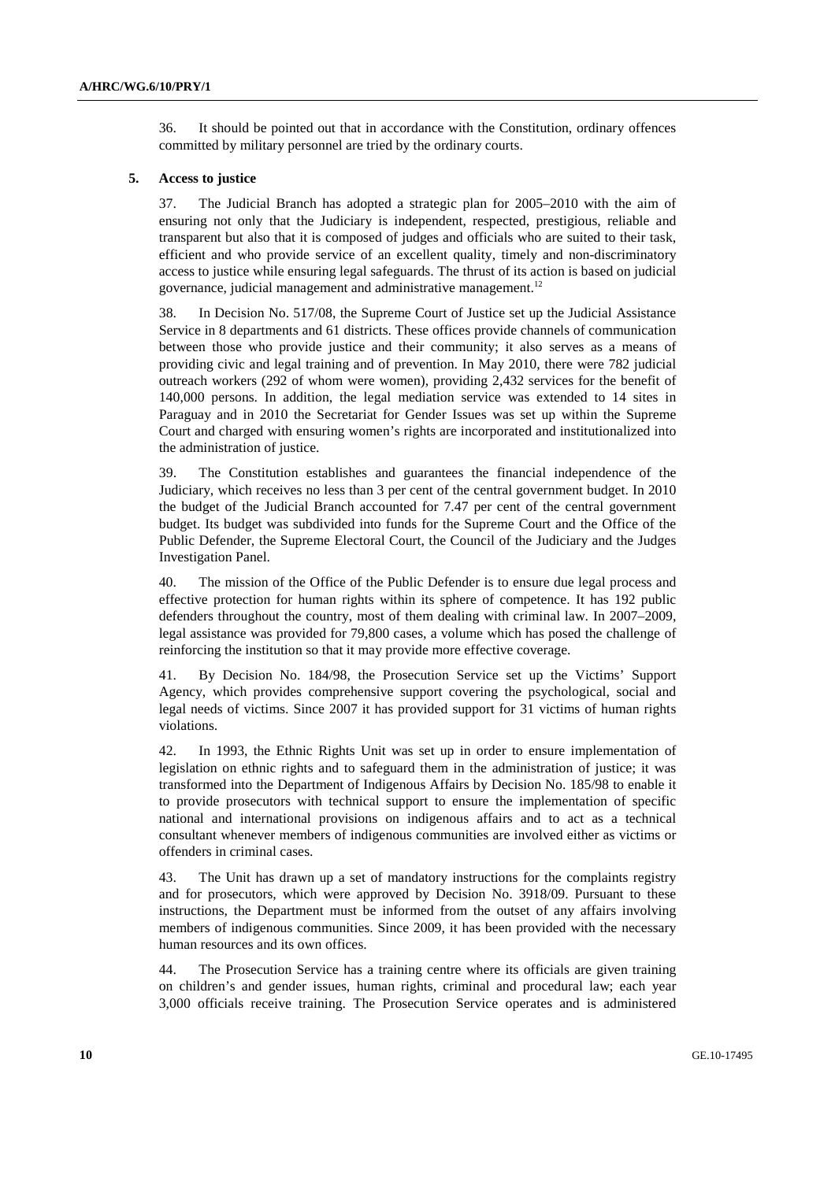36. It should be pointed out that in accordance with the Constitution, ordinary offences committed by military personnel are tried by the ordinary courts.

### 5. Access to justice

37. The Judicial Branch has adopted a strategic plan for 2005–2010 with the aim of ensuring not only that the Judiciary is independent, respected, prestigious, reliable and transparent but also that it is composed of judges and officials who are suited to their task, efficient and who provide service of an excellent quality, timely and non-discriminatory access to justice while ensuring legal safeguards. The thrust of its action is based on judicial governance, judicial management and administrative management.[12]

38. In Decision No. 517/08, the Supreme Court of Justice set up the Judicial Assistance Service in 8 departments and 61 districts. These offices provide channels of communication between those who provide justice and their community; it also serves as a means of providing civic and legal training and of prevention. In May 2010, there were 782 judicial outreach workers (292 of whom were women), providing 2,432 services for the benefit of 140,000 persons. In addition, the legal mediation service was extended to 14 sites in Paraguay and in 2010 the Secretariat for Gender Issues was set up within the Supreme Court and charged with ensuring women's rights are incorporated and institutionalized into the administration of justice.

39. The Constitution establishes and guarantees the financial independence of the Judiciary, which receives no less than 3 per cent of the central government budget. In 2010 the budget of the Judicial Branch accounted for 7.47 per cent of the central government budget. Its budget was subdivided into funds for the Supreme Court and the Office of the Public Defender, the Supreme Electoral Court, the Council of the Judiciary and the Judges Investigation Panel.

40. The mission of the Office of the Public Defender is to ensure due legal process and effective protection for human rights within its sphere of competence. It has 192 public defenders throughout the country, most of them dealing with criminal law. In 2007–2009, legal assistance was provided for 79,800 cases, a volume which has posed the challenge of reinforcing the institution so that it may provide more effective coverage.

41. By Decision No. 184/98, the Prosecution Service set up the Victims' Support Agency, which provides comprehensive support covering the psychological, social and legal needs of victims. Since 2007 it has provided support for 31 victims of human rights violations.

42. In 1993, the Ethnic Rights Unit was set up in order to ensure implementation of legislation on ethnic rights and to safeguard them in the administration of justice; it was transformed into the Department of Indigenous Affairs by Decision No. 185/98 to enable it to provide prosecutors with technical support to ensure the implementation of specific national and international provisions on indigenous affairs and to act as a technical consultant whenever members of indigenous communities are involved either as victims or offenders in criminal cases.

43. The Unit has drawn up a set of mandatory instructions for the complaints registry and for prosecutors, which were approved by Decision No. 3918/09. Pursuant to these instructions, the Department must be informed from the outset of any affairs involving members of indigenous communities. Since 2009, it has been provided with the necessary human resources and its own offices.

44. The Prosecution Service has a training centre where its officials are given training on children's and gender issues, human rights, criminal and procedural law; each year 3,000 officials receive training. The Prosecution Service operates and is administered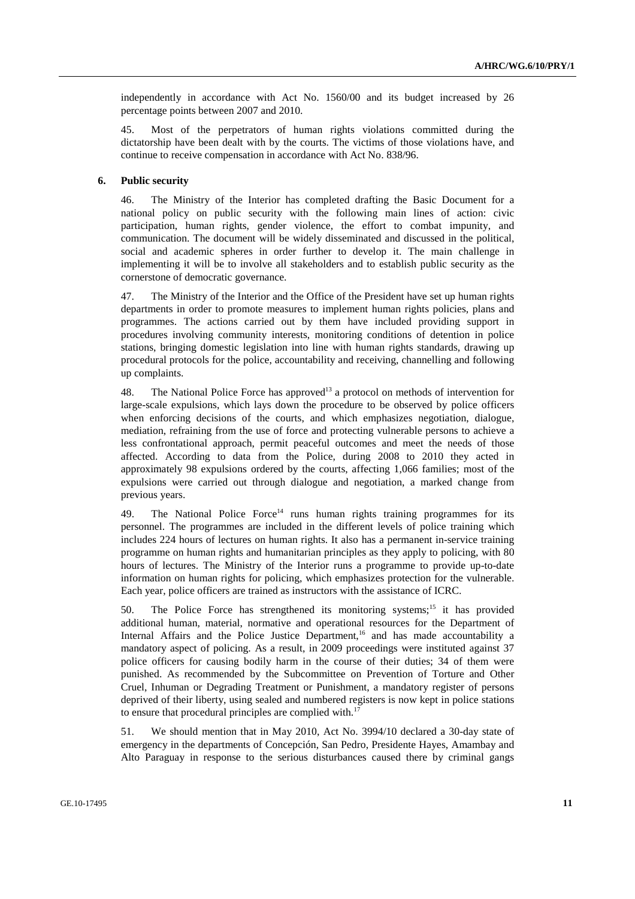independently in accordance with Act No. 1560/00 and its budget increased by 26 percentage points between 2007 and 2010.

45. Most of the perpetrators of human rights violations committed during the dictatorship have been dealt with by the courts. The victims of those violations have, and continue to receive compensation in accordance with Act No. 838/96.

### 6. Public security

46. The Ministry of the Interior has completed drafting the Basic Document for a national policy on public security with the following main lines of action: civic participation, human rights, gender violence, the effort to combat impunity, and communication. The document will be widely disseminated and discussed in the political, social and academic spheres in order further to develop it. The main challenge in implementing it will be to involve all stakeholders and to establish public security as the cornerstone of democratic governance.

47. The Ministry of the Interior and the Office of the President have set up human rights departments in order to promote measures to implement human rights policies, plans and programmes. The actions carried out by them have included providing support in procedures involving community interests, monitoring conditions of detention in police stations, bringing domestic legislation into line with human rights standards, drawing up procedural protocols for the police, accountability and receiving, channelling and following up complaints.

48. The National Police Force has approved[13] a protocol on methods of intervention for large-scale expulsions, which lays down the procedure to be observed by police officers when enforcing decisions of the courts, and which emphasizes negotiation, dialogue, mediation, refraining from the use of force and protecting vulnerable persons to achieve a less confrontational approach, permit peaceful outcomes and meet the needs of those affected. According to data from the Police, during 2008 to 2010 they acted in approximately 98 expulsions ordered by the courts, affecting 1,066 families; most of the expulsions were carried out through dialogue and negotiation, a marked change from previous years.

49. The National Police Force[14] runs human rights training programmes for its personnel. The programmes are included in the different levels of police training which includes 224 hours of lectures on human rights. It also has a permanent in-service training programme on human rights and humanitarian principles as they apply to policing, with 80 hours of lectures. The Ministry of the Interior runs a programme to provide up-to-date information on human rights for policing, which emphasizes protection for the vulnerable. Each year, police officers are trained as instructors with the assistance of ICRC.

50. The Police Force has strengthened its monitoring systems;[15] it has provided additional human, material, normative and operational resources for the Department of Internal Affairs and the Police Justice Department,[16] and has made accountability a mandatory aspect of policing. As a result, in 2009 proceedings were instituted against 37 police officers for causing bodily harm in the course of their duties; 34 of them were punished. As recommended by the Subcommittee on Prevention of Torture and Other Cruel, Inhuman or Degrading Treatment or Punishment, a mandatory register of persons deprived of their liberty, using sealed and numbered registers is now kept in police stations to ensure that procedural principles are complied with.[17]

51. We should mention that in May 2010, Act No. 3994/10 declared a 30-day state of emergency in the departments of Concepción, San Pedro, Presidente Hayes, Amambay and Alto Paraguay in response to the serious disturbances caused there by criminal gangs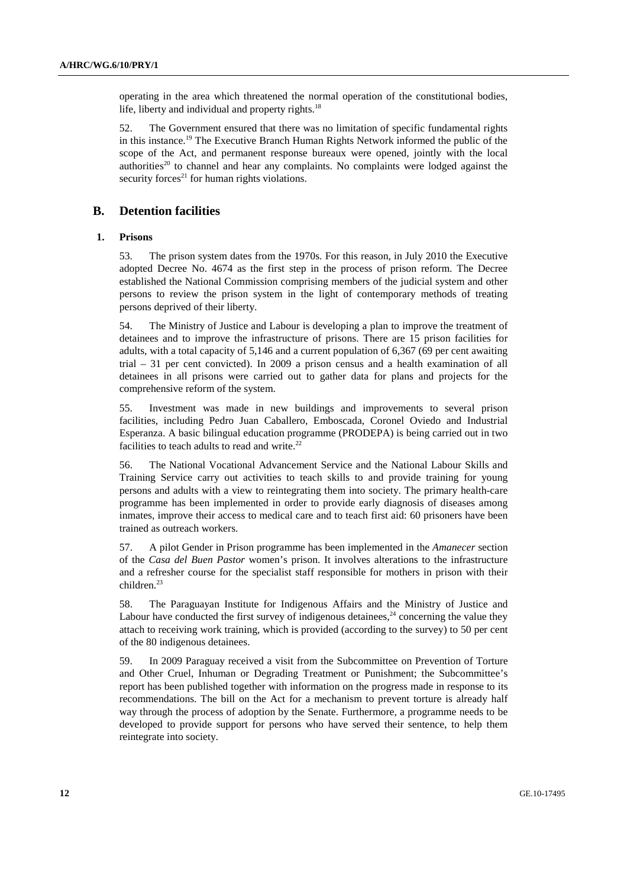operating in the area which threatened the normal operation of the constitutional bodies, life, liberty and individual and property rights.[18]

52. The Government ensured that there was no limitation of specific fundamental rights in this instance.[19] The Executive Branch Human Rights Network informed the public of the scope of the Act, and permanent response bureaux were opened, jointly with the local authorities[20] to channel and hear any complaints. No complaints were lodged against the security forces[21] for human rights violations.

## B. Detention facilities

### 1. Prisons

53. The prison system dates from the 1970s. For this reason, in July 2010 the Executive adopted Decree No. 4674 as the first step in the process of prison reform. The Decree established the National Commission comprising members of the judicial system and other persons to review the prison system in the light of contemporary methods of treating persons deprived of their liberty.

54. The Ministry of Justice and Labour is developing a plan to improve the treatment of detainees and to improve the infrastructure of prisons. There are 15 prison facilities for adults, with a total capacity of 5,146 and a current population of 6,367 (69 per cent awaiting trial – 31 per cent convicted). In 2009 a prison census and a health examination of all detainees in all prisons were carried out to gather data for plans and projects for the comprehensive reform of the system.

55. Investment was made in new buildings and improvements to several prison facilities, including Pedro Juan Caballero, Emboscada, Coronel Oviedo and Industrial Esperanza. A basic bilingual education programme (PRODEPA) is being carried out in two facilities to teach adults to read and write.[22]

56. The National Vocational Advancement Service and the National Labour Skills and Training Service carry out activities to teach skills to and provide training for young persons and adults with a view to reintegrating them into society. The primary health-care programme has been implemented in order to provide early diagnosis of diseases among inmates, improve their access to medical care and to teach first aid: 60 prisoners have been trained as outreach workers.

57. A pilot Gender in Prison programme has been implemented in the *Amanecer* section of the *Casa del Buen Pastor* women's prison. It involves alterations to the infrastructure and a refresher course for the specialist staff responsible for mothers in prison with their children.[23]

58. The Paraguayan Institute for Indigenous Affairs and the Ministry of Justice and Labour have conducted the first survey of indigenous detainees,[24] concerning the value they attach to receiving work training, which is provided (according to the survey) to 50 per cent of the 80 indigenous detainees.

59. In 2009 Paraguay received a visit from the Subcommittee on Prevention of Torture and Other Cruel, Inhuman or Degrading Treatment or Punishment; the Subcommittee's report has been published together with information on the progress made in response to its recommendations. The bill on the Act for a mechanism to prevent torture is already half way through the process of adoption by the Senate. Furthermore, a programme needs to be developed to provide support for persons who have served their sentence, to help them reintegrate into society.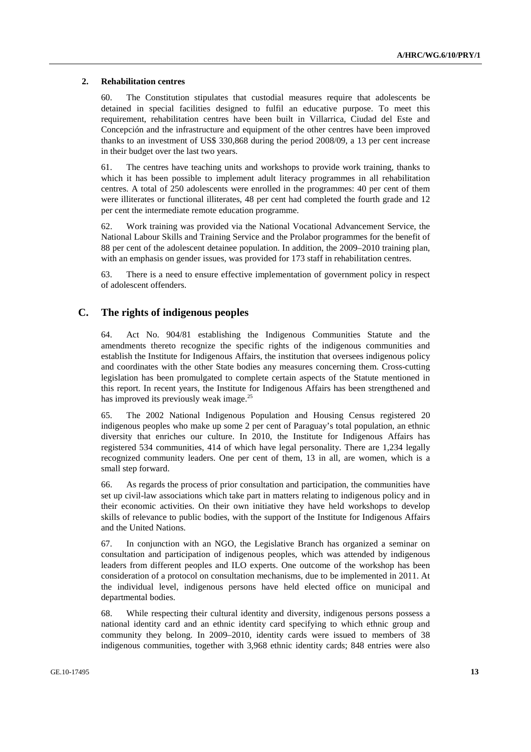### 2. Rehabilitation centres

60. The Constitution stipulates that custodial measures require that adolescents be detained in special facilities designed to fulfil an educative purpose. To meet this requirement, rehabilitation centres have been built in Villarrica, Ciudad del Este and Concepción and the infrastructure and equipment of the other centres have been improved thanks to an investment of US$ 330,868 during the period 2008/09, a 13 per cent increase in their budget over the last two years.

61. The centres have teaching units and workshops to provide work training, thanks to which it has been possible to implement adult literacy programmes in all rehabilitation centres. A total of 250 adolescents were enrolled in the programmes: 40 per cent of them were illiterates or functional illiterates, 48 per cent had completed the fourth grade and 12 per cent the intermediate remote education programme.

62. Work training was provided via the National Vocational Advancement Service, the National Labour Skills and Training Service and the Prolabor programmes for the benefit of 88 per cent of the adolescent detainee population. In addition, the 2009–2010 training plan, with an emphasis on gender issues, was provided for 173 staff in rehabilitation centres.

63. There is a need to ensure effective implementation of government policy in respect of adolescent offenders.

## C. The rights of indigenous peoples

64. Act No. 904/81 establishing the Indigenous Communities Statute and the amendments thereto recognize the specific rights of the indigenous communities and establish the Institute for Indigenous Affairs, the institution that oversees indigenous policy and coordinates with the other State bodies any measures concerning them. Cross-cutting legislation has been promulgated to complete certain aspects of the Statute mentioned in this report. In recent years, the Institute for Indigenous Affairs has been strengthened and has improved its previously weak image.[25]

65. The 2002 National Indigenous Population and Housing Census registered 20 indigenous peoples who make up some 2 per cent of Paraguay's total population, an ethnic diversity that enriches our culture. In 2010, the Institute for Indigenous Affairs has registered 534 communities, 414 of which have legal personality. There are 1,234 legally recognized community leaders. One per cent of them, 13 in all, are women, which is a small step forward.

66. As regards the process of prior consultation and participation, the communities have set up civil-law associations which take part in matters relating to indigenous policy and in their economic activities. On their own initiative they have held workshops to develop skills of relevance to public bodies, with the support of the Institute for Indigenous Affairs and the United Nations.

67. In conjunction with an NGO, the Legislative Branch has organized a seminar on consultation and participation of indigenous peoples, which was attended by indigenous leaders from different peoples and ILO experts. One outcome of the workshop has been consideration of a protocol on consultation mechanisms, due to be implemented in 2011. At the individual level, indigenous persons have held elected office on municipal and departmental bodies.

68. While respecting their cultural identity and diversity, indigenous persons possess a national identity card and an ethnic identity card specifying to which ethnic group and community they belong. In 2009–2010, identity cards were issued to members of 38 indigenous communities, together with 3,968 ethnic identity cards; 848 entries were also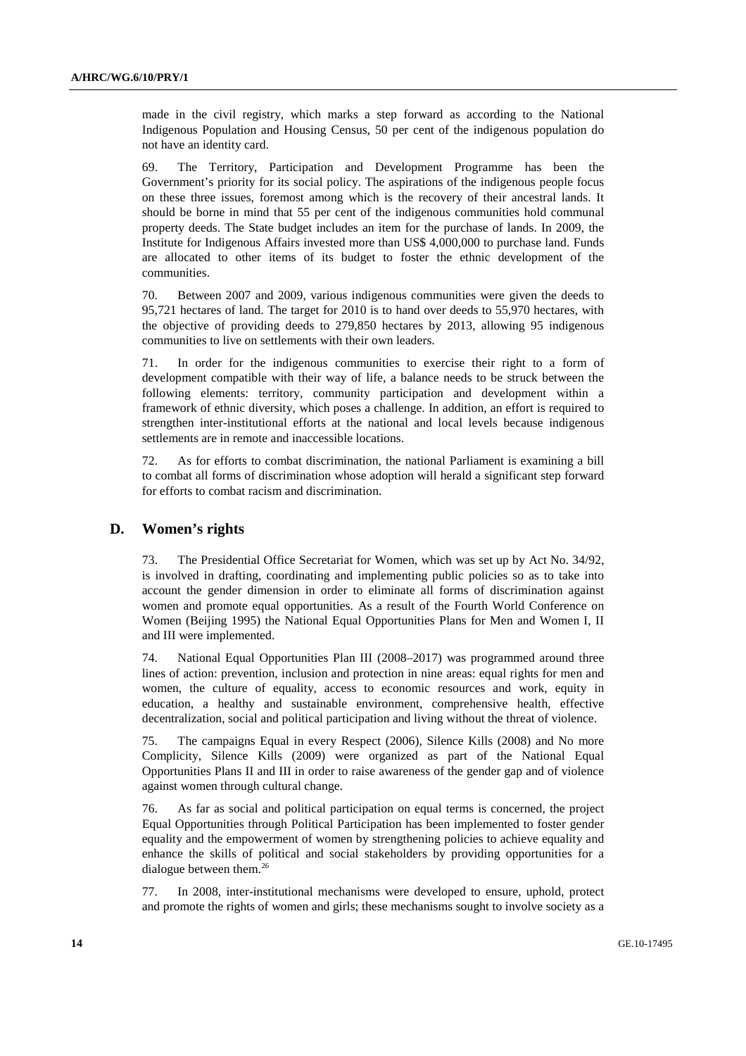made in the civil registry, which marks a step forward as according to the National Indigenous Population and Housing Census, 50 per cent of the indigenous population do not have an identity card.

69. The Territory, Participation and Development Programme has been the Government's priority for its social policy. The aspirations of the indigenous people focus on these three issues, foremost among which is the recovery of their ancestral lands. It should be borne in mind that 55 per cent of the indigenous communities hold communal property deeds. The State budget includes an item for the purchase of lands. In 2009, the Institute for Indigenous Affairs invested more than US$ 4,000,000 to purchase land. Funds are allocated to other items of its budget to foster the ethnic development of the communities.

70. Between 2007 and 2009, various indigenous communities were given the deeds to 95,721 hectares of land. The target for 2010 is to hand over deeds to 55,970 hectares, with the objective of providing deeds to 279,850 hectares by 2013, allowing 95 indigenous communities to live on settlements with their own leaders.

71. In order for the indigenous communities to exercise their right to a form of development compatible with their way of life, a balance needs to be struck between the following elements: territory, community participation and development within a framework of ethnic diversity, which poses a challenge. In addition, an effort is required to strengthen inter-institutional efforts at the national and local levels because indigenous settlements are in remote and inaccessible locations.

72. As for efforts to combat discrimination, the national Parliament is examining a bill to combat all forms of discrimination whose adoption will herald a significant step forward for efforts to combat racism and discrimination.

## D. Women's rights

73. The Presidential Office Secretariat for Women, which was set up by Act No. 34/92, is involved in drafting, coordinating and implementing public policies so as to take into account the gender dimension in order to eliminate all forms of discrimination against women and promote equal opportunities. As a result of the Fourth World Conference on Women (Beijing 1995) the National Equal Opportunities Plans for Men and Women I, II and III were implemented.

74. National Equal Opportunities Plan III (2008–2017) was programmed around three lines of action: prevention, inclusion and protection in nine areas: equal rights for men and women, the culture of equality, access to economic resources and work, equity in education, a healthy and sustainable environment, comprehensive health, effective decentralization, social and political participation and living without the threat of violence.

75. The campaigns Equal in every Respect (2006), Silence Kills (2008) and No more Complicity, Silence Kills (2009) were organized as part of the National Equal Opportunities Plans II and III in order to raise awareness of the gender gap and of violence against women through cultural change.

76. As far as social and political participation on equal terms is concerned, the project Equal Opportunities through Political Participation has been implemented to foster gender equality and the empowerment of women by strengthening policies to achieve equality and enhance the skills of political and social stakeholders by providing opportunities for a dialogue between them.[26]

77. In 2008, inter-institutional mechanisms were developed to ensure, uphold, protect and promote the rights of women and girls; these mechanisms sought to involve society as a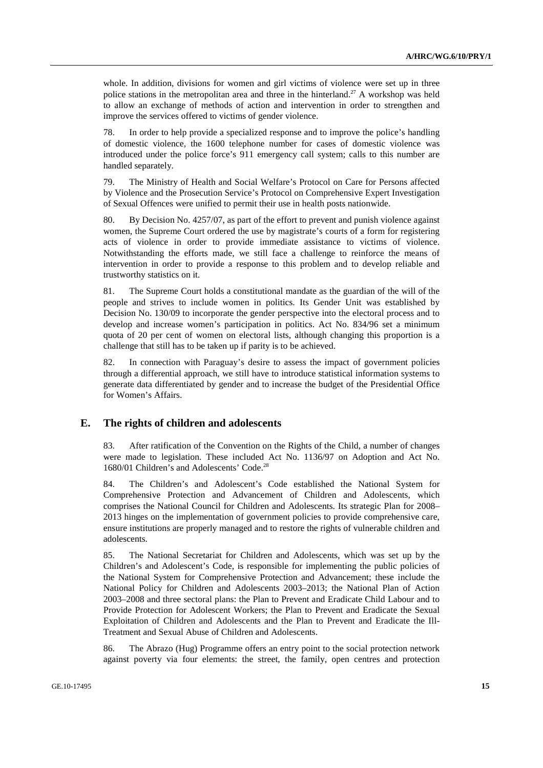whole. In addition, divisions for women and girl victims of violence were set up in three police stations in the metropolitan area and three in the hinterland.[27] A workshop was held to allow an exchange of methods of action and intervention in order to strengthen and improve the services offered to victims of gender violence.

78. In order to help provide a specialized response and to improve the police's handling of domestic violence, the 1600 telephone number for cases of domestic violence was introduced under the police force's 911 emergency call system; calls to this number are handled separately.

79. The Ministry of Health and Social Welfare's Protocol on Care for Persons affected by Violence and the Prosecution Service's Protocol on Comprehensive Expert Investigation of Sexual Offences were unified to permit their use in health posts nationwide.

80. By Decision No. 4257/07, as part of the effort to prevent and punish violence against women, the Supreme Court ordered the use by magistrate's courts of a form for registering acts of violence in order to provide immediate assistance to victims of violence. Notwithstanding the efforts made, we still face a challenge to reinforce the means of intervention in order to provide a response to this problem and to develop reliable and trustworthy statistics on it.

81. The Supreme Court holds a constitutional mandate as the guardian of the will of the people and strives to include women in politics. Its Gender Unit was established by Decision No. 130/09 to incorporate the gender perspective into the electoral process and to develop and increase women's participation in politics. Act No. 834/96 set a minimum quota of 20 per cent of women on electoral lists, although changing this proportion is a challenge that still has to be taken up if parity is to be achieved.

82. In connection with Paraguay's desire to assess the impact of government policies through a differential approach, we still have to introduce statistical information systems to generate data differentiated by gender and to increase the budget of the Presidential Office for Women's Affairs.

## E. The rights of children and adolescents

83. After ratification of the Convention on the Rights of the Child, a number of changes were made to legislation. These included Act No. 1136/97 on Adoption and Act No. 1680/01 Children's and Adolescents' Code.[28]

84. The Children's and Adolescent's Code established the National System for Comprehensive Protection and Advancement of Children and Adolescents, which comprises the National Council for Children and Adolescents. Its strategic Plan for 2008–2013 hinges on the implementation of government policies to provide comprehensive care, ensure institutions are properly managed and to restore the rights of vulnerable children and adolescents.

85. The National Secretariat for Children and Adolescents, which was set up by the Children's and Adolescent's Code, is responsible for implementing the public policies of the National System for Comprehensive Protection and Advancement; these include the National Policy for Children and Adolescents 2003–2013; the National Plan of Action 2003–2008 and three sectoral plans: the Plan to Prevent and Eradicate Child Labour and to Provide Protection for Adolescent Workers; the Plan to Prevent and Eradicate the Sexual Exploitation of Children and Adolescents and the Plan to Prevent and Eradicate the Ill-Treatment and Sexual Abuse of Children and Adolescents.

86. The Abrazo (Hug) Programme offers an entry point to the social protection network against poverty via four elements: the street, the family, open centres and protection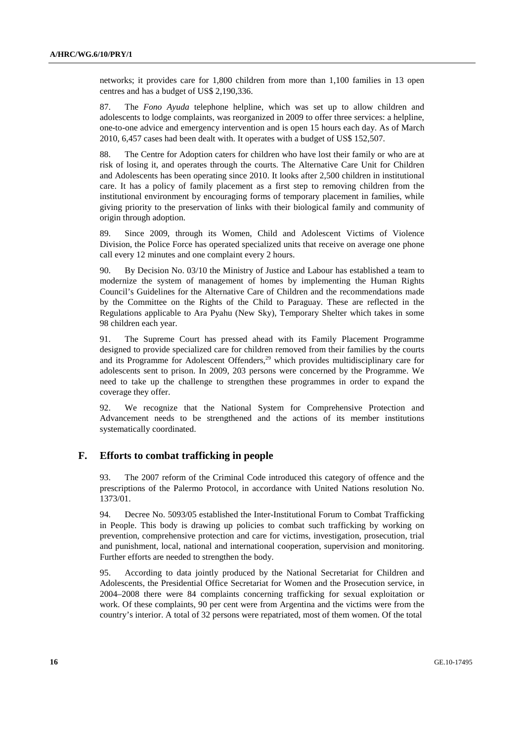networks; it provides care for 1,800 children from more than 1,100 families in 13 open centres and has a budget of US$ 2,190,336.

87. The *Fono Ayuda* telephone helpline, which was set up to allow children and adolescents to lodge complaints, was reorganized in 2009 to offer three services: a helpline, one-to-one advice and emergency intervention and is open 15 hours each day. As of March 2010, 6,457 cases had been dealt with. It operates with a budget of US$ 152,507.

88. The Centre for Adoption caters for children who have lost their family or who are at risk of losing it, and operates through the courts. The Alternative Care Unit for Children and Adolescents has been operating since 2010. It looks after 2,500 children in institutional care. It has a policy of family placement as a first step to removing children from the institutional environment by encouraging forms of temporary placement in families, while giving priority to the preservation of links with their biological family and community of origin through adoption.

89. Since 2009, through its Women, Child and Adolescent Victims of Violence Division, the Police Force has operated specialized units that receive on average one phone call every 12 minutes and one complaint every 2 hours.

90. By Decision No. 03/10 the Ministry of Justice and Labour has established a team to modernize the system of management of homes by implementing the Human Rights Council's Guidelines for the Alternative Care of Children and the recommendations made by the Committee on the Rights of the Child to Paraguay. These are reflected in the Regulations applicable to Ara Pyahu (New Sky), Temporary Shelter which takes in some 98 children each year.

91. The Supreme Court has pressed ahead with its Family Placement Programme designed to provide specialized care for children removed from their families by the courts and its Programme for Adolescent Offenders,[29] which provides multidisciplinary care for adolescents sent to prison. In 2009, 203 persons were concerned by the Programme. We need to take up the challenge to strengthen these programmes in order to expand the coverage they offer.

92. We recognize that the National System for Comprehensive Protection and Advancement needs to be strengthened and the actions of its member institutions systematically coordinated.

## F. Efforts to combat trafficking in people

93. The 2007 reform of the Criminal Code introduced this category of offence and the prescriptions of the Palermo Protocol, in accordance with United Nations resolution No. 1373/01.

94. Decree No. 5093/05 established the Inter-Institutional Forum to Combat Trafficking in People. This body is drawing up policies to combat such trafficking by working on prevention, comprehensive protection and care for victims, investigation, prosecution, trial and punishment, local, national and international cooperation, supervision and monitoring. Further efforts are needed to strengthen the body.

95. According to data jointly produced by the National Secretariat for Children and Adolescents, the Presidential Office Secretariat for Women and the Prosecution service, in 2004–2008 there were 84 complaints concerning trafficking for sexual exploitation or work. Of these complaints, 90 per cent were from Argentina and the victims were from the country's interior. A total of 32 persons were repatriated, most of them women. Of the total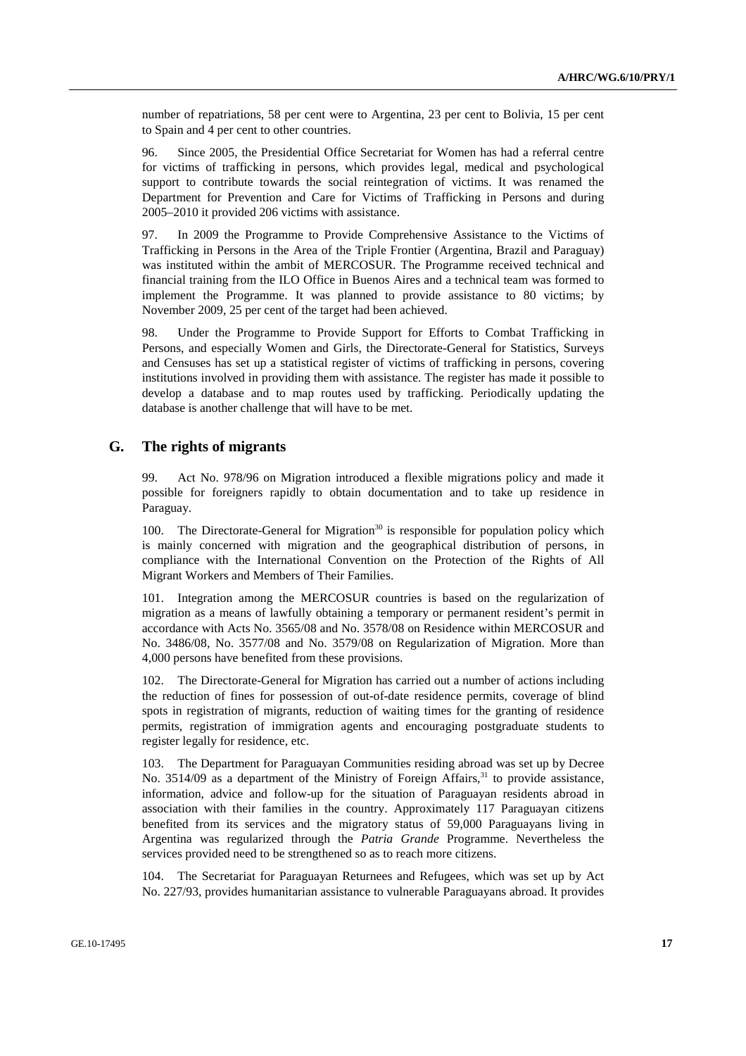number of repatriations, 58 per cent were to Argentina, 23 per cent to Bolivia, 15 per cent to Spain and 4 per cent to other countries.

96. Since 2005, the Presidential Office Secretariat for Women has had a referral centre for victims of trafficking in persons, which provides legal, medical and psychological support to contribute towards the social reintegration of victims. It was renamed the Department for Prevention and Care for Victims of Trafficking in Persons and during 2005–2010 it provided 206 victims with assistance.

97. In 2009 the Programme to Provide Comprehensive Assistance to the Victims of Trafficking in Persons in the Area of the Triple Frontier (Argentina, Brazil and Paraguay) was instituted within the ambit of MERCOSUR. The Programme received technical and financial training from the ILO Office in Buenos Aires and a technical team was formed to implement the Programme. It was planned to provide assistance to 80 victims; by November 2009, 25 per cent of the target had been achieved.

98. Under the Programme to Provide Support for Efforts to Combat Trafficking in Persons, and especially Women and Girls, the Directorate-General for Statistics, Surveys and Censuses has set up a statistical register of victims of trafficking in persons, covering institutions involved in providing them with assistance. The register has made it possible to develop a database and to map routes used by trafficking. Periodically updating the database is another challenge that will have to be met.

## G. The rights of migrants

99. Act No. 978/96 on Migration introduced a flexible migrations policy and made it possible for foreigners rapidly to obtain documentation and to take up residence in Paraguay.

100. The Directorate-General for Migration[30] is responsible for population policy which is mainly concerned with migration and the geographical distribution of persons, in compliance with the International Convention on the Protection of the Rights of All Migrant Workers and Members of Their Families.

101. Integration among the MERCOSUR countries is based on the regularization of migration as a means of lawfully obtaining a temporary or permanent resident's permit in accordance with Acts No. 3565/08 and No. 3578/08 on Residence within MERCOSUR and No. 3486/08, No. 3577/08 and No. 3579/08 on Regularization of Migration. More than 4,000 persons have benefited from these provisions.

102. The Directorate-General for Migration has carried out a number of actions including the reduction of fines for possession of out-of-date residence permits, coverage of blind spots in registration of migrants, reduction of waiting times for the granting of residence permits, registration of immigration agents and encouraging postgraduate students to register legally for residence, etc.

103. The Department for Paraguayan Communities residing abroad was set up by Decree No. 3514/09 as a department of the Ministry of Foreign Affairs,[31] to provide assistance, information, advice and follow-up for the situation of Paraguayan residents abroad in association with their families in the country. Approximately 117 Paraguayan citizens benefited from its services and the migratory status of 59,000 Paraguayans living in Argentina was regularized through the *Patria Grande* Programme. Nevertheless the services provided need to be strengthened so as to reach more citizens.

104. The Secretariat for Paraguayan Returnees and Refugees, which was set up by Act No. 227/93, provides humanitarian assistance to vulnerable Paraguayans abroad. It provides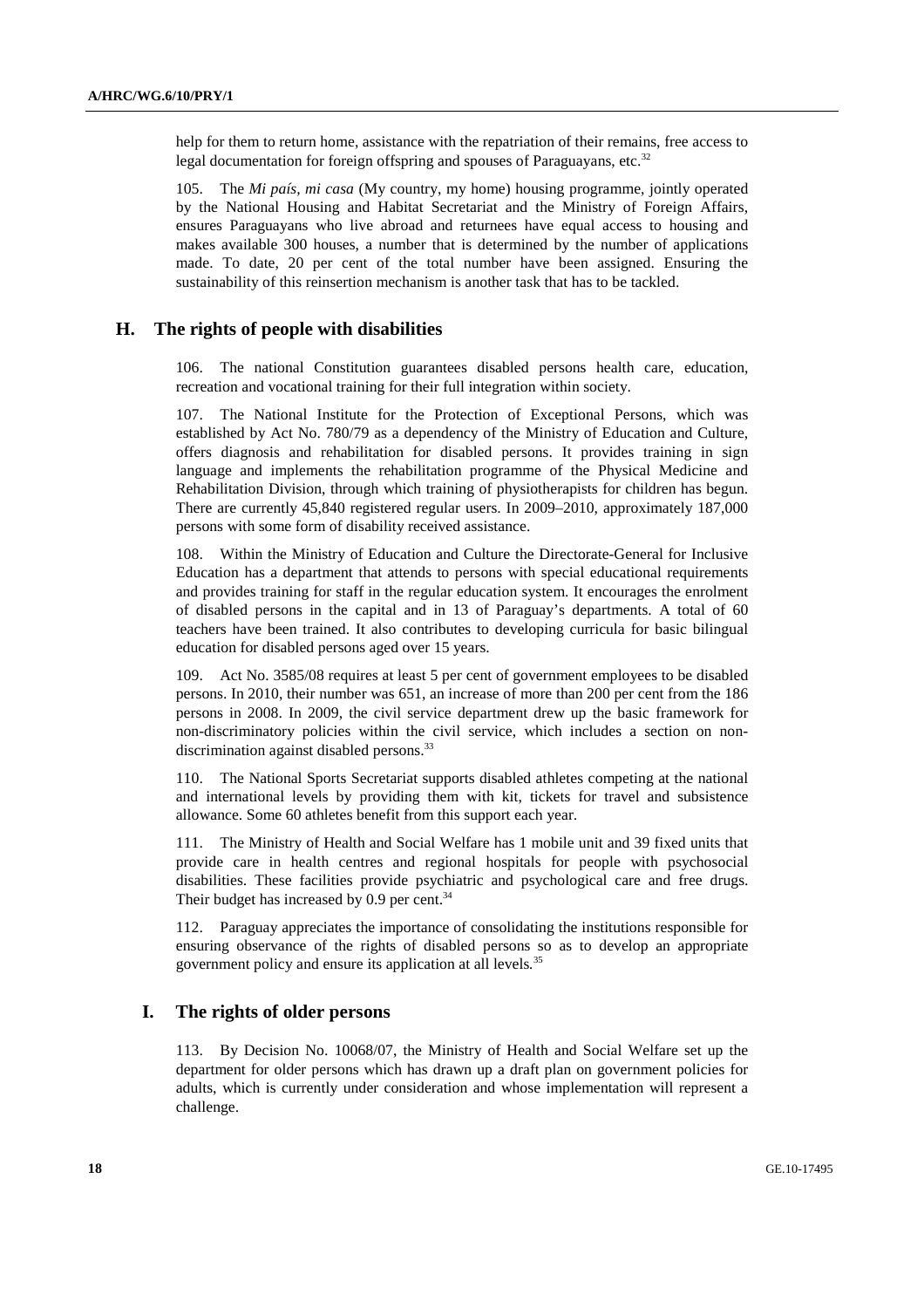help for them to return home, assistance with the repatriation of their remains, free access to legal documentation for foreign offspring and spouses of Paraguayans, etc.[32]

105. The *Mi país, mi casa* (My country, my home) housing programme, jointly operated by the National Housing and Habitat Secretariat and the Ministry of Foreign Affairs, ensures Paraguayans who live abroad and returnees have equal access to housing and makes available 300 houses, a number that is determined by the number of applications made. To date, 20 per cent of the total number have been assigned. Ensuring the sustainability of this reinsertion mechanism is another task that has to be tackled.

## H. The rights of people with disabilities

106. The national Constitution guarantees disabled persons health care, education, recreation and vocational training for their full integration within society.

107. The National Institute for the Protection of Exceptional Persons, which was established by Act No. 780/79 as a dependency of the Ministry of Education and Culture, offers diagnosis and rehabilitation for disabled persons. It provides training in sign language and implements the rehabilitation programme of the Physical Medicine and Rehabilitation Division, through which training of physiotherapists for children has begun. There are currently 45,840 registered regular users. In 2009–2010, approximately 187,000 persons with some form of disability received assistance.

108. Within the Ministry of Education and Culture the Directorate-General for Inclusive Education has a department that attends to persons with special educational requirements and provides training for staff in the regular education system. It encourages the enrolment of disabled persons in the capital and in 13 of Paraguay's departments. A total of 60 teachers have been trained. It also contributes to developing curricula for basic bilingual education for disabled persons aged over 15 years.

109. Act No. 3585/08 requires at least 5 per cent of government employees to be disabled persons. In 2010, their number was 651, an increase of more than 200 per cent from the 186 persons in 2008. In 2009, the civil service department drew up the basic framework for non-discriminatory policies within the civil service, which includes a section on non-discrimination against disabled persons.[33]

110. The National Sports Secretariat supports disabled athletes competing at the national and international levels by providing them with kit, tickets for travel and subsistence allowance. Some 60 athletes benefit from this support each year.

111. The Ministry of Health and Social Welfare has 1 mobile unit and 39 fixed units that provide care in health centres and regional hospitals for people with psychosocial disabilities. These facilities provide psychiatric and psychological care and free drugs. Their budget has increased by 0.9 per cent.[34]

112. Paraguay appreciates the importance of consolidating the institutions responsible for ensuring observance of the rights of disabled persons so as to develop an appropriate government policy and ensure its application at all levels.[35]

## I. The rights of older persons

113. By Decision No. 10068/07, the Ministry of Health and Social Welfare set up the department for older persons which has drawn up a draft plan on government policies for adults, which is currently under consideration and whose implementation will represent a challenge.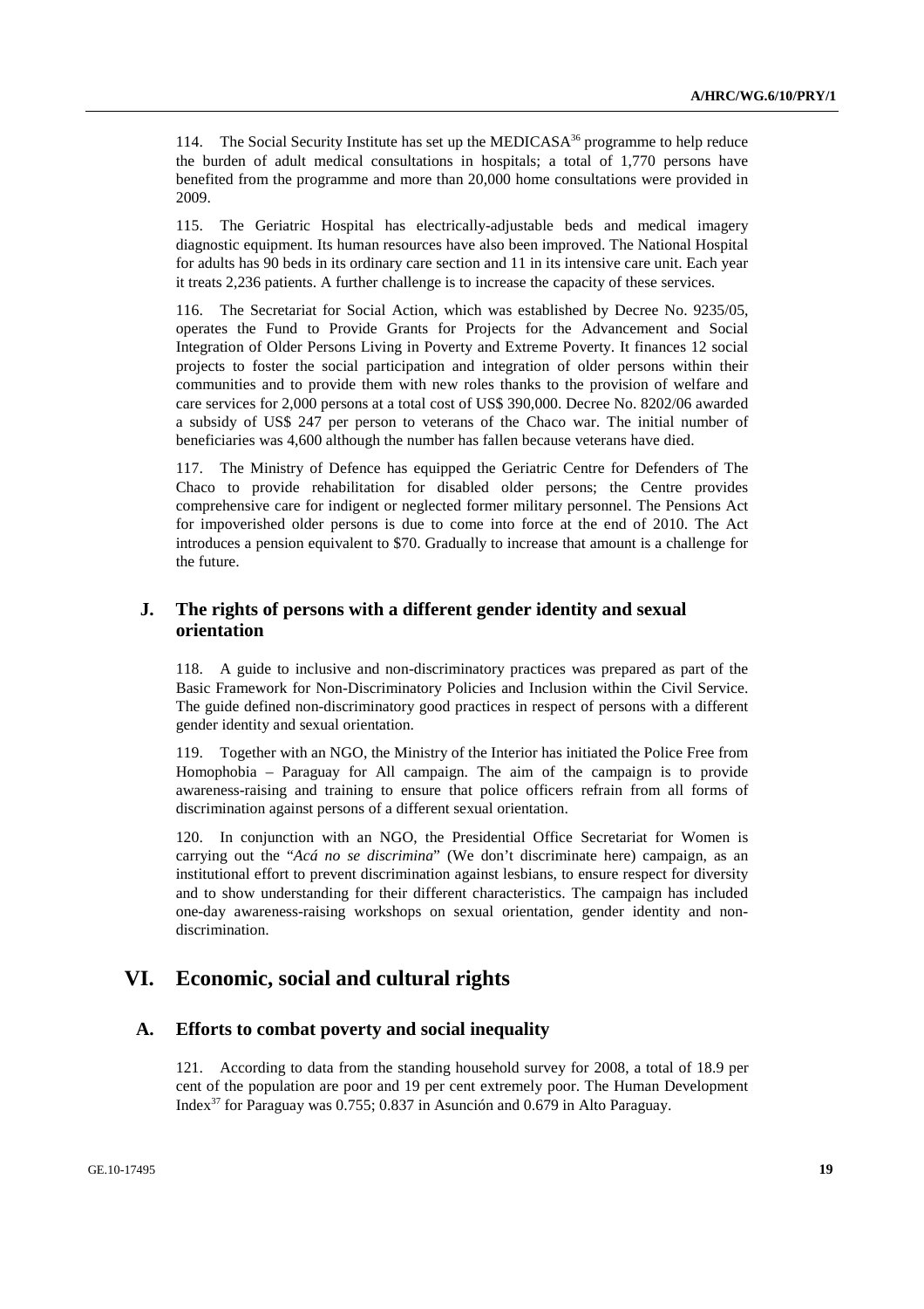114. The Social Security Institute has set up the MEDICASA[36] programme to help reduce the burden of adult medical consultations in hospitals; a total of 1,770 persons have benefited from the programme and more than 20,000 home consultations were provided in 2009.

115. The Geriatric Hospital has electrically-adjustable beds and medical imagery diagnostic equipment. Its human resources have also been improved. The National Hospital for adults has 90 beds in its ordinary care section and 11 in its intensive care unit. Each year it treats 2,236 patients. A further challenge is to increase the capacity of these services.

116. The Secretariat for Social Action, which was established by Decree No. 9235/05, operates the Fund to Provide Grants for Projects for the Advancement and Social Integration of Older Persons Living in Poverty and Extreme Poverty. It finances 12 social projects to foster the social participation and integration of older persons within their communities and to provide them with new roles thanks to the provision of welfare and care services for 2,000 persons at a total cost of US$ 390,000. Decree No. 8202/06 awarded a subsidy of US$ 247 per person to veterans of the Chaco war. The initial number of beneficiaries was 4,600 although the number has fallen because veterans have died.

117. The Ministry of Defence has equipped the Geriatric Centre for Defenders of The Chaco to provide rehabilitation for disabled older persons; the Centre provides comprehensive care for indigent or neglected former military personnel. The Pensions Act for impoverished older persons is due to come into force at the end of 2010. The Act introduces a pension equivalent to $70. Gradually to increase that amount is a challenge for the future.

## J. The rights of persons with a different gender identity and sexual orientation

118. A guide to inclusive and non-discriminatory practices was prepared as part of the Basic Framework for Non-Discriminatory Policies and Inclusion within the Civil Service. The guide defined non-discriminatory good practices in respect of persons with a different gender identity and sexual orientation.

119. Together with an NGO, the Ministry of the Interior has initiated the Police Free from Homophobia – Paraguay for All campaign. The aim of the campaign is to provide awareness-raising and training to ensure that police officers refrain from all forms of discrimination against persons of a different sexual orientation.

120. In conjunction with an NGO, the Presidential Office Secretariat for Women is carrying out the "*Acá no se discrimina*" (We don't discriminate here) campaign, as an institutional effort to prevent discrimination against lesbians, to ensure respect for diversity and to show understanding for their different characteristics. The campaign has included one-day awareness-raising workshops on sexual orientation, gender identity and non-discrimination.

# VI. Economic, social and cultural rights

## A. Efforts to combat poverty and social inequality

121. According to data from the standing household survey for 2008, a total of 18.9 per cent of the population are poor and 19 per cent extremely poor. The Human Development Index[37] for Paraguay was 0.755; 0.837 in Asunción and 0.679 in Alto Paraguay.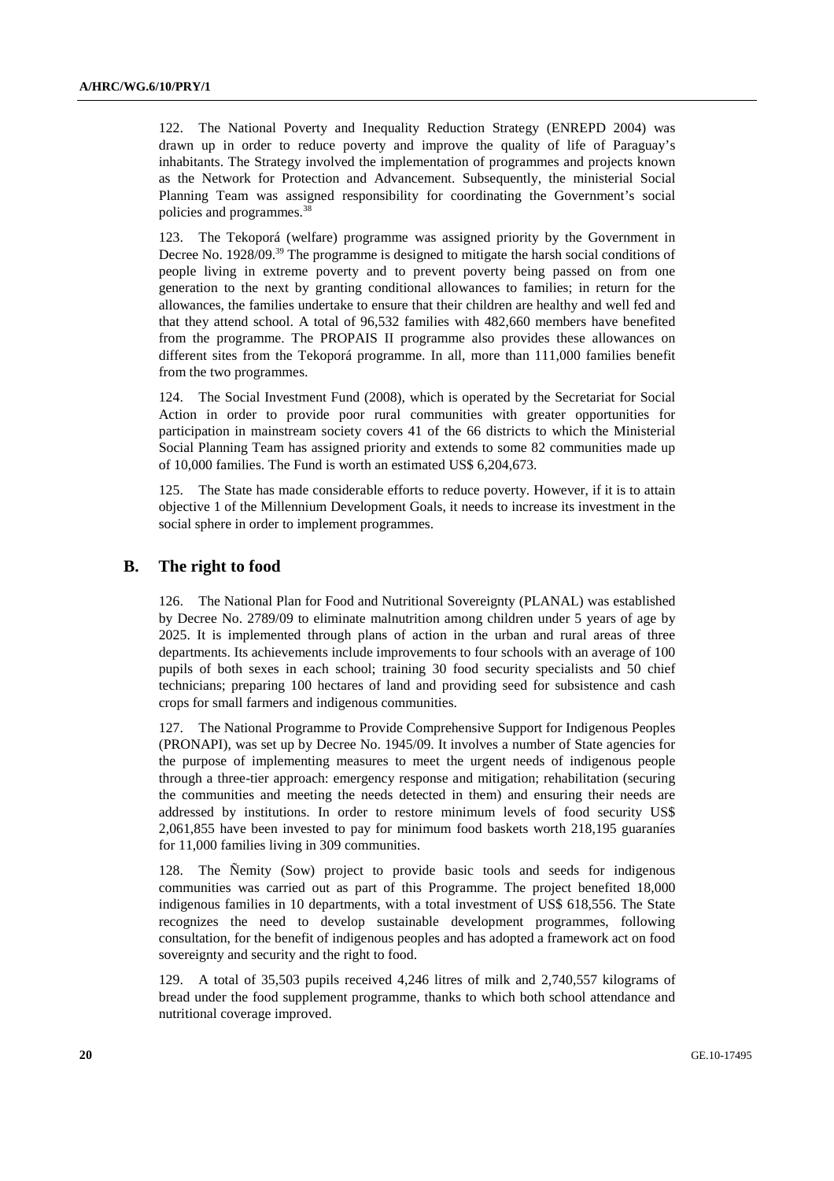122. The National Poverty and Inequality Reduction Strategy (ENREPD 2004) was drawn up in order to reduce poverty and improve the quality of life of Paraguay's inhabitants. The Strategy involved the implementation of programmes and projects known as the Network for Protection and Advancement. Subsequently, the ministerial Social Planning Team was assigned responsibility for coordinating the Government's social policies and programmes.[38]

123. The Tekoporá (welfare) programme was assigned priority by the Government in Decree No. 1928/09.[39] The programme is designed to mitigate the harsh social conditions of people living in extreme poverty and to prevent poverty being passed on from one generation to the next by granting conditional allowances to families; in return for the allowances, the families undertake to ensure that their children are healthy and well fed and that they attend school. A total of 96,532 families with 482,660 members have benefited from the programme. The PROPAIS II programme also provides these allowances on different sites from the Tekoporá programme. In all, more than 111,000 families benefit from the two programmes.

124. The Social Investment Fund (2008), which is operated by the Secretariat for Social Action in order to provide poor rural communities with greater opportunities for participation in mainstream society covers 41 of the 66 districts to which the Ministerial Social Planning Team has assigned priority and extends to some 82 communities made up of 10,000 families. The Fund is worth an estimated US$ 6,204,673.

125. The State has made considerable efforts to reduce poverty. However, if it is to attain objective 1 of the Millennium Development Goals, it needs to increase its investment in the social sphere in order to implement programmes.

## B. The right to food

126. The National Plan for Food and Nutritional Sovereignty (PLANAL) was established by Decree No. 2789/09 to eliminate malnutrition among children under 5 years of age by 2025. It is implemented through plans of action in the urban and rural areas of three departments. Its achievements include improvements to four schools with an average of 100 pupils of both sexes in each school; training 30 food security specialists and 50 chief technicians; preparing 100 hectares of land and providing seed for subsistence and cash crops for small farmers and indigenous communities.

127. The National Programme to Provide Comprehensive Support for Indigenous Peoples (PRONAPI), was set up by Decree No. 1945/09. It involves a number of State agencies for the purpose of implementing measures to meet the urgent needs of indigenous people through a three-tier approach: emergency response and mitigation; rehabilitation (securing the communities and meeting the needs detected in them) and ensuring their needs are addressed by institutions. In order to restore minimum levels of food security US$ 2,061,855 have been invested to pay for minimum food baskets worth 218,195 guaraníes for 11,000 families living in 309 communities.

128. The Ñemity (Sow) project to provide basic tools and seeds for indigenous communities was carried out as part of this Programme. The project benefited 18,000 indigenous families in 10 departments, with a total investment of US$ 618,556. The State recognizes the need to develop sustainable development programmes, following consultation, for the benefit of indigenous peoples and has adopted a framework act on food sovereignty and security and the right to food.

129. A total of 35,503 pupils received 4,246 litres of milk and 2,740,557 kilograms of bread under the food supplement programme, thanks to which both school attendance and nutritional coverage improved.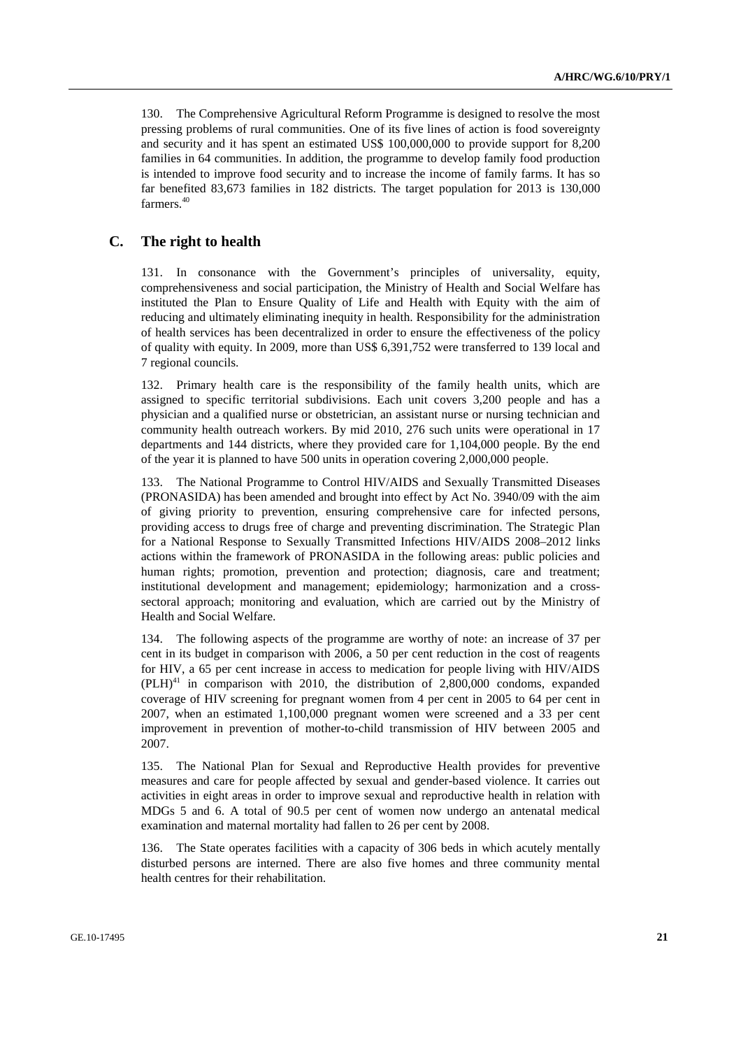130. The Comprehensive Agricultural Reform Programme is designed to resolve the most pressing problems of rural communities. One of its five lines of action is food sovereignty and security and it has spent an estimated US$ 100,000,000 to provide support for 8,200 families in 64 communities. In addition, the programme to develop family food production is intended to improve food security and to increase the income of family farms. It has so far benefited 83,673 families in 182 districts. The target population for 2013 is 130,000 farmers.[40]

## C. The right to health

131. In consonance with the Government's principles of universality, equity, comprehensiveness and social participation, the Ministry of Health and Social Welfare has instituted the Plan to Ensure Quality of Life and Health with Equity with the aim of reducing and ultimately eliminating inequity in health. Responsibility for the administration of health services has been decentralized in order to ensure the effectiveness of the policy of quality with equity. In 2009, more than US$ 6,391,752 were transferred to 139 local and 7 regional councils.

132. Primary health care is the responsibility of the family health units, which are assigned to specific territorial subdivisions. Each unit covers 3,200 people and has a physician and a qualified nurse or obstetrician, an assistant nurse or nursing technician and community health outreach workers. By mid 2010, 276 such units were operational in 17 departments and 144 districts, where they provided care for 1,104,000 people. By the end of the year it is planned to have 500 units in operation covering 2,000,000 people.

133. The National Programme to Control HIV/AIDS and Sexually Transmitted Diseases (PRONASIDA) has been amended and brought into effect by Act No. 3940/09 with the aim of giving priority to prevention, ensuring comprehensive care for infected persons, providing access to drugs free of charge and preventing discrimination. The Strategic Plan for a National Response to Sexually Transmitted Infections HIV/AIDS 2008–2012 links actions within the framework of PRONASIDA in the following areas: public policies and human rights; promotion, prevention and protection; diagnosis, care and treatment; institutional development and management; epidemiology; harmonization and a cross-sectoral approach; monitoring and evaluation, which are carried out by the Ministry of Health and Social Welfare.

134. The following aspects of the programme are worthy of note: an increase of 37 per cent in its budget in comparison with 2006, a 50 per cent reduction in the cost of reagents for HIV, a 65 per cent increase in access to medication for people living with HIV/AIDS (PLH)[41] in comparison with 2010, the distribution of 2,800,000 condoms, expanded coverage of HIV screening for pregnant women from 4 per cent in 2005 to 64 per cent in 2007, when an estimated 1,100,000 pregnant women were screened and a 33 per cent improvement in prevention of mother-to-child transmission of HIV between 2005 and 2007.

135. The National Plan for Sexual and Reproductive Health provides for preventive measures and care for people affected by sexual and gender-based violence. It carries out activities in eight areas in order to improve sexual and reproductive health in relation with MDGs 5 and 6. A total of 90.5 per cent of women now undergo an antenatal medical examination and maternal mortality had fallen to 26 per cent by 2008.

136. The State operates facilities with a capacity of 306 beds in which acutely mentally disturbed persons are interned. There are also five homes and three community mental health centres for their rehabilitation.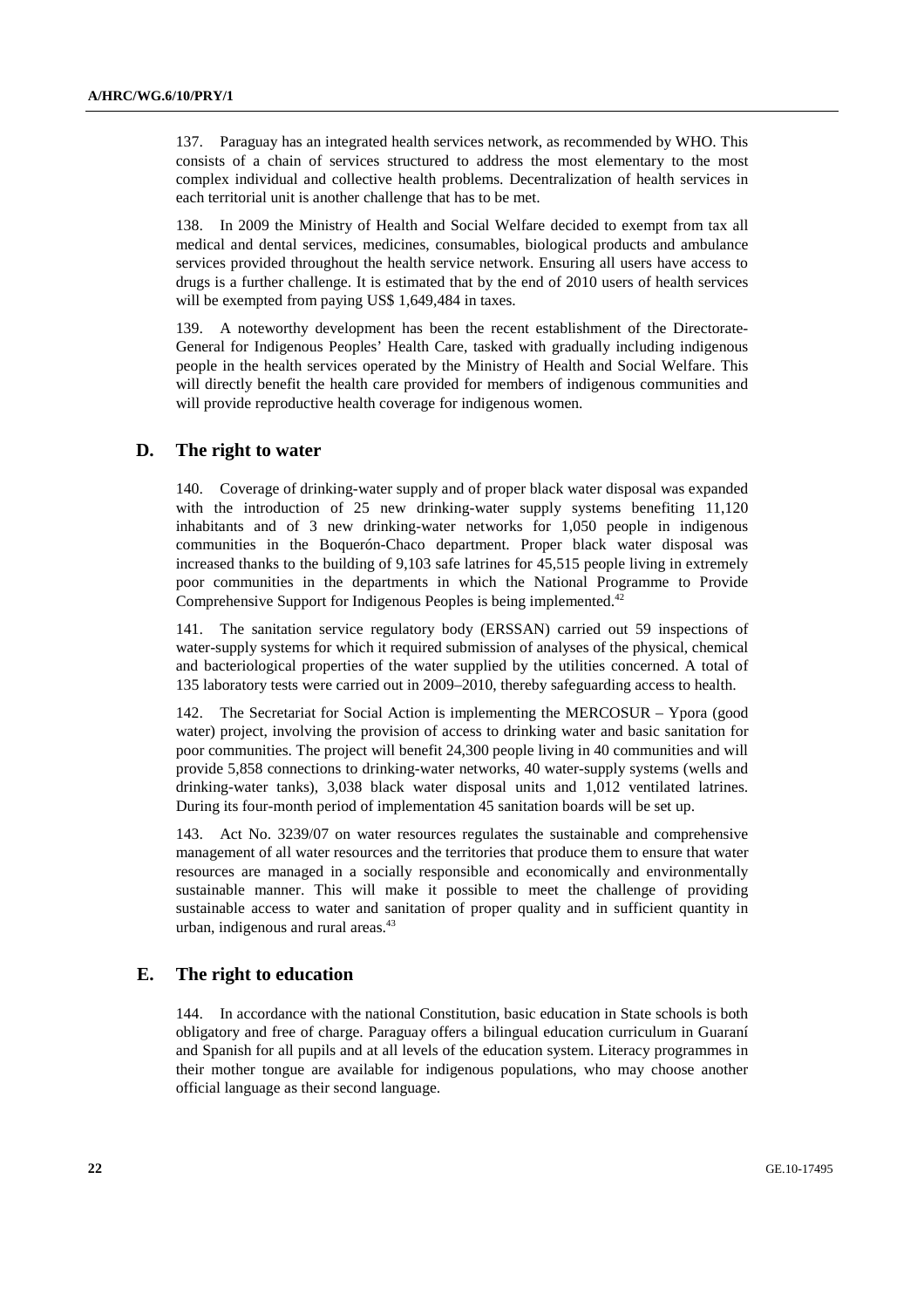137. Paraguay has an integrated health services network, as recommended by WHO. This consists of a chain of services structured to address the most elementary to the most complex individual and collective health problems. Decentralization of health services in each territorial unit is another challenge that has to be met.

138. In 2009 the Ministry of Health and Social Welfare decided to exempt from tax all medical and dental services, medicines, consumables, biological products and ambulance services provided throughout the health service network. Ensuring all users have access to drugs is a further challenge. It is estimated that by the end of 2010 users of health services will be exempted from paying US$ 1,649,484 in taxes.

139. A noteworthy development has been the recent establishment of the Directorate-General for Indigenous Peoples' Health Care, tasked with gradually including indigenous people in the health services operated by the Ministry of Health and Social Welfare. This will directly benefit the health care provided for members of indigenous communities and will provide reproductive health coverage for indigenous women.

## D. The right to water

140. Coverage of drinking-water supply and of proper black water disposal was expanded with the introduction of 25 new drinking-water supply systems benefiting 11,120 inhabitants and of 3 new drinking-water networks for 1,050 people in indigenous communities in the Boquerón-Chaco department. Proper black water disposal was increased thanks to the building of 9,103 safe latrines for 45,515 people living in extremely poor communities in the departments in which the National Programme to Provide Comprehensive Support for Indigenous Peoples is being implemented.[42]

141. The sanitation service regulatory body (ERSSAN) carried out 59 inspections of water-supply systems for which it required submission of analyses of the physical, chemical and bacteriological properties of the water supplied by the utilities concerned. A total of 135 laboratory tests were carried out in 2009–2010, thereby safeguarding access to health.

142. The Secretariat for Social Action is implementing the MERCOSUR – Ypora (good water) project, involving the provision of access to drinking water and basic sanitation for poor communities. The project will benefit 24,300 people living in 40 communities and will provide 5,858 connections to drinking-water networks, 40 water-supply systems (wells and drinking-water tanks), 3,038 black water disposal units and 1,012 ventilated latrines. During its four-month period of implementation 45 sanitation boards will be set up.

143. Act No. 3239/07 on water resources regulates the sustainable and comprehensive management of all water resources and the territories that produce them to ensure that water resources are managed in a socially responsible and economically and environmentally sustainable manner. This will make it possible to meet the challenge of providing sustainable access to water and sanitation of proper quality and in sufficient quantity in urban, indigenous and rural areas.[43]

## E. The right to education

144. In accordance with the national Constitution, basic education in State schools is both obligatory and free of charge. Paraguay offers a bilingual education curriculum in Guaraní and Spanish for all pupils and at all levels of the education system. Literacy programmes in their mother tongue are available for indigenous populations, who may choose another official language as their second language.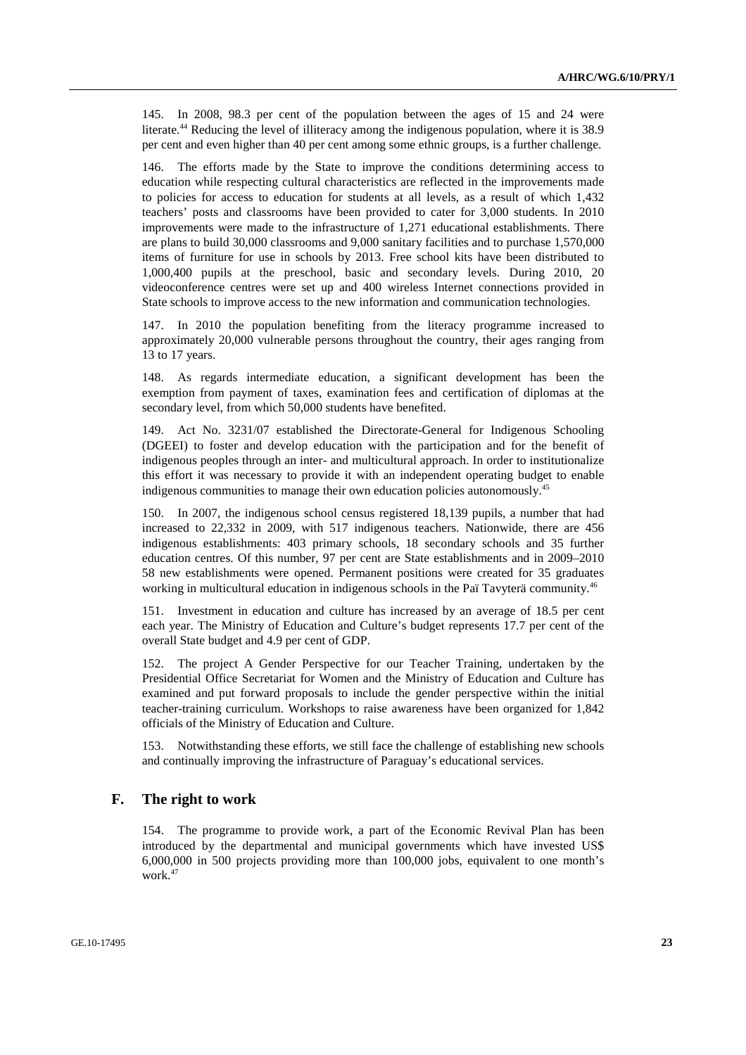145. In 2008, 98.3 per cent of the population between the ages of 15 and 24 were literate.[44] Reducing the level of illiteracy among the indigenous population, where it is 38.9 per cent and even higher than 40 per cent among some ethnic groups, is a further challenge.

146. The efforts made by the State to improve the conditions determining access to education while respecting cultural characteristics are reflected in the improvements made to policies for access to education for students at all levels, as a result of which 1,432 teachers' posts and classrooms have been provided to cater for 3,000 students. In 2010 improvements were made to the infrastructure of 1,271 educational establishments. There are plans to build 30,000 classrooms and 9,000 sanitary facilities and to purchase 1,570,000 items of furniture for use in schools by 2013. Free school kits have been distributed to 1,000,400 pupils at the preschool, basic and secondary levels. During 2010, 20 videoconference centres were set up and 400 wireless Internet connections provided in State schools to improve access to the new information and communication technologies.

147. In 2010 the population benefiting from the literacy programme increased to approximately 20,000 vulnerable persons throughout the country, their ages ranging from 13 to 17 years.

148. As regards intermediate education, a significant development has been the exemption from payment of taxes, examination fees and certification of diplomas at the secondary level, from which 50,000 students have benefited.

149. Act No. 3231/07 established the Directorate-General for Indigenous Schooling (DGEEI) to foster and develop education with the participation and for the benefit of indigenous peoples through an inter- and multicultural approach. In order to institutionalize this effort it was necessary to provide it with an independent operating budget to enable indigenous communities to manage their own education policies autonomously.[45]

150. In 2007, the indigenous school census registered 18,139 pupils, a number that had increased to 22,332 in 2009, with 517 indigenous teachers. Nationwide, there are 456 indigenous establishments: 403 primary schools, 18 secondary schools and 35 further education centres. Of this number, 97 per cent are State establishments and in 2009–2010 58 new establishments were opened. Permanent positions were created for 35 graduates working in multicultural education in indigenous schools in the Paï Tavyterä community.[46]

151. Investment in education and culture has increased by an average of 18.5 per cent each year. The Ministry of Education and Culture's budget represents 17.7 per cent of the overall State budget and 4.9 per cent of GDP.

152. The project A Gender Perspective for our Teacher Training, undertaken by the Presidential Office Secretariat for Women and the Ministry of Education and Culture has examined and put forward proposals to include the gender perspective within the initial teacher-training curriculum. Workshops to raise awareness have been organized for 1,842 officials of the Ministry of Education and Culture.

153. Notwithstanding these efforts, we still face the challenge of establishing new schools and continually improving the infrastructure of Paraguay's educational services.

## F. The right to work

154. The programme to provide work, a part of the Economic Revival Plan has been introduced by the departmental and municipal governments which have invested US$ 6,000,000 in 500 projects providing more than 100,000 jobs, equivalent to one month's work.[47]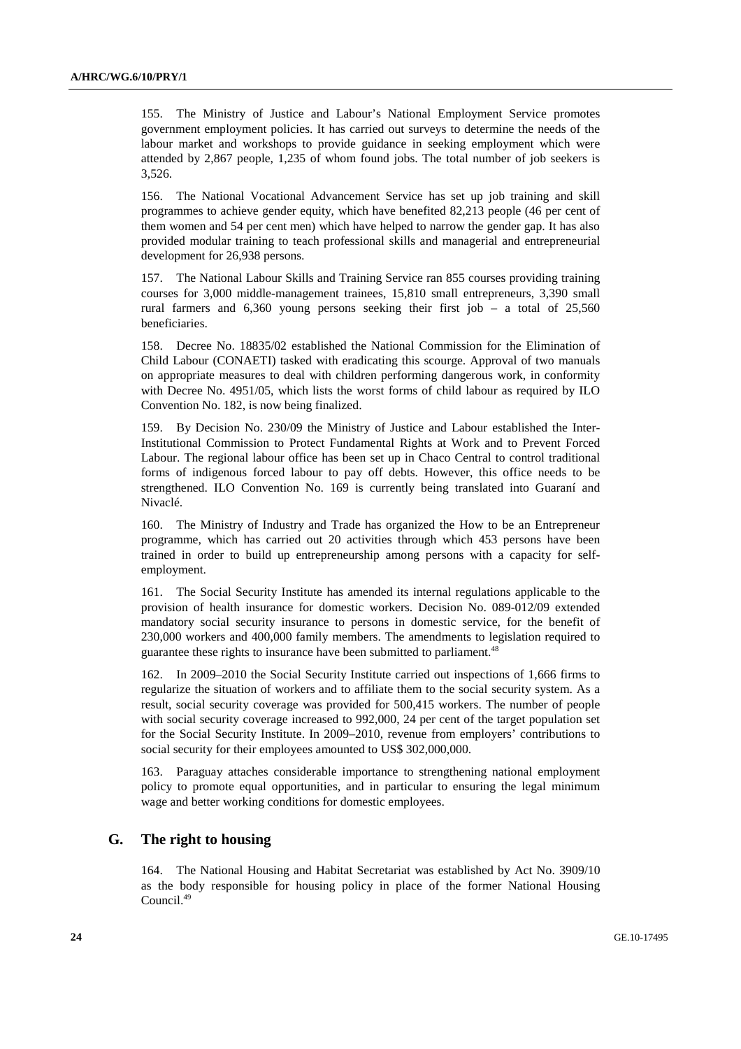155. The Ministry of Justice and Labour's National Employment Service promotes government employment policies. It has carried out surveys to determine the needs of the labour market and workshops to provide guidance in seeking employment which were attended by 2,867 people, 1,235 of whom found jobs. The total number of job seekers is 3,526.

156. The National Vocational Advancement Service has set up job training and skill programmes to achieve gender equity, which have benefited 82,213 people (46 per cent of them women and 54 per cent men) which have helped to narrow the gender gap. It has also provided modular training to teach professional skills and managerial and entrepreneurial development for 26,938 persons.

157. The National Labour Skills and Training Service ran 855 courses providing training courses for 3,000 middle-management trainees, 15,810 small entrepreneurs, 3,390 small rural farmers and 6,360 young persons seeking their first job – a total of 25,560 beneficiaries.

158. Decree No. 18835/02 established the National Commission for the Elimination of Child Labour (CONAETI) tasked with eradicating this scourge. Approval of two manuals on appropriate measures to deal with children performing dangerous work, in conformity with Decree No. 4951/05, which lists the worst forms of child labour as required by ILO Convention No. 182, is now being finalized.

159. By Decision No. 230/09 the Ministry of Justice and Labour established the Inter-Institutional Commission to Protect Fundamental Rights at Work and to Prevent Forced Labour. The regional labour office has been set up in Chaco Central to control traditional forms of indigenous forced labour to pay off debts. However, this office needs to be strengthened. ILO Convention No. 169 is currently being translated into Guaraní and Nivaclé.

160. The Ministry of Industry and Trade has organized the How to be an Entrepreneur programme, which has carried out 20 activities through which 453 persons have been trained in order to build up entrepreneurship among persons with a capacity for self-employment.

161. The Social Security Institute has amended its internal regulations applicable to the provision of health insurance for domestic workers. Decision No. 089-012/09 extended mandatory social security insurance to persons in domestic service, for the benefit of 230,000 workers and 400,000 family members. The amendments to legislation required to guarantee these rights to insurance have been submitted to parliament.[48]

162. In 2009–2010 the Social Security Institute carried out inspections of 1,666 firms to regularize the situation of workers and to affiliate them to the social security system. As a result, social security coverage was provided for 500,415 workers. The number of people with social security coverage increased to 992,000, 24 per cent of the target population set for the Social Security Institute. In 2009–2010, revenue from employers' contributions to social security for their employees amounted to US$ 302,000,000.

163. Paraguay attaches considerable importance to strengthening national employment policy to promote equal opportunities, and in particular to ensuring the legal minimum wage and better working conditions for domestic employees.

## G. The right to housing

164. The National Housing and Habitat Secretariat was established by Act No. 3909/10 as the body responsible for housing policy in place of the former National Housing Council.[49]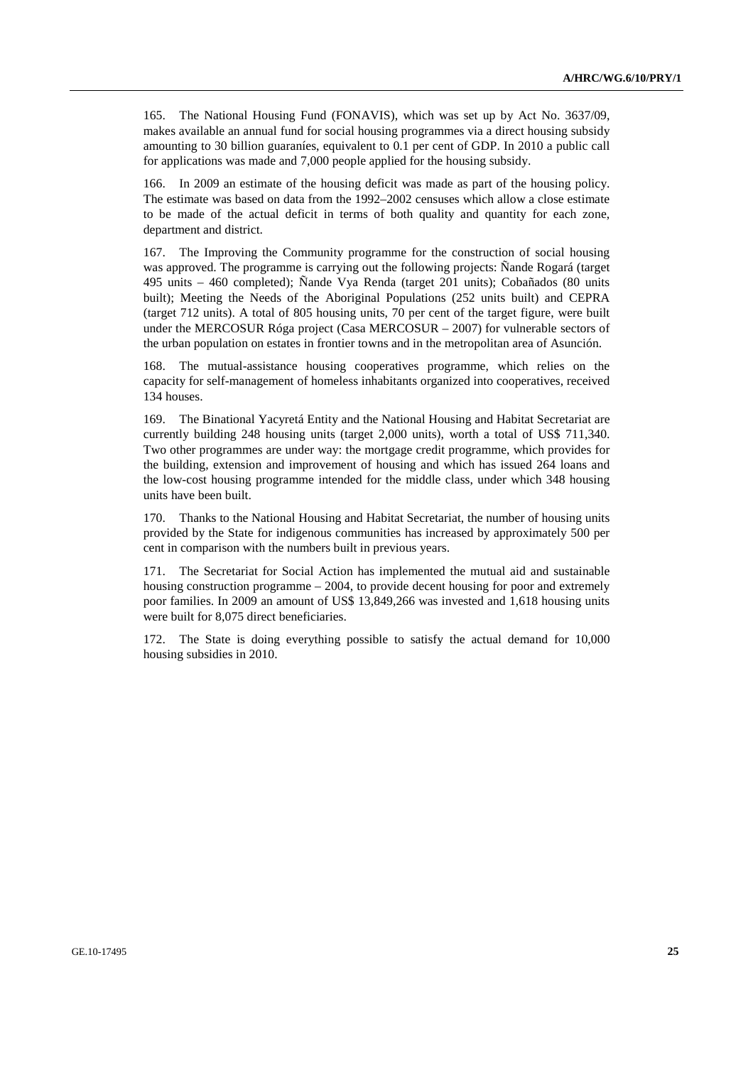165. The National Housing Fund (FONAVIS), which was set up by Act No. 3637/09, makes available an annual fund for social housing programmes via a direct housing subsidy amounting to 30 billion guaraníes, equivalent to 0.1 per cent of GDP. In 2010 a public call for applications was made and 7,000 people applied for the housing subsidy.

166. In 2009 an estimate of the housing deficit was made as part of the housing policy. The estimate was based on data from the 1992–2002 censuses which allow a close estimate to be made of the actual deficit in terms of both quality and quantity for each zone, department and district.

167. The Improving the Community programme for the construction of social housing was approved. The programme is carrying out the following projects: Ñande Rogará (target 495 units – 460 completed); Ñande Vya Renda (target 201 units); Cobañados (80 units built); Meeting the Needs of the Aboriginal Populations (252 units built) and CEPRA (target 712 units). A total of 805 housing units, 70 per cent of the target figure, were built under the MERCOSUR Róga project (Casa MERCOSUR – 2007) for vulnerable sectors of the urban population on estates in frontier towns and in the metropolitan area of Asunción.

168. The mutual-assistance housing cooperatives programme, which relies on the capacity for self-management of homeless inhabitants organized into cooperatives, received 134 houses.

169. The Binational Yacyretá Entity and the National Housing and Habitat Secretariat are currently building 248 housing units (target 2,000 units), worth a total of US$ 711,340. Two other programmes are under way: the mortgage credit programme, which provides for the building, extension and improvement of housing and which has issued 264 loans and the low-cost housing programme intended for the middle class, under which 348 housing units have been built.

170. Thanks to the National Housing and Habitat Secretariat, the number of housing units provided by the State for indigenous communities has increased by approximately 500 per cent in comparison with the numbers built in previous years.

171. The Secretariat for Social Action has implemented the mutual aid and sustainable housing construction programme – 2004, to provide decent housing for poor and extremely poor families. In 2009 an amount of US$ 13,849,266 was invested and 1,618 housing units were built for 8,075 direct beneficiaries.

172. The State is doing everything possible to satisfy the actual demand for 10,000 housing subsidies in 2010.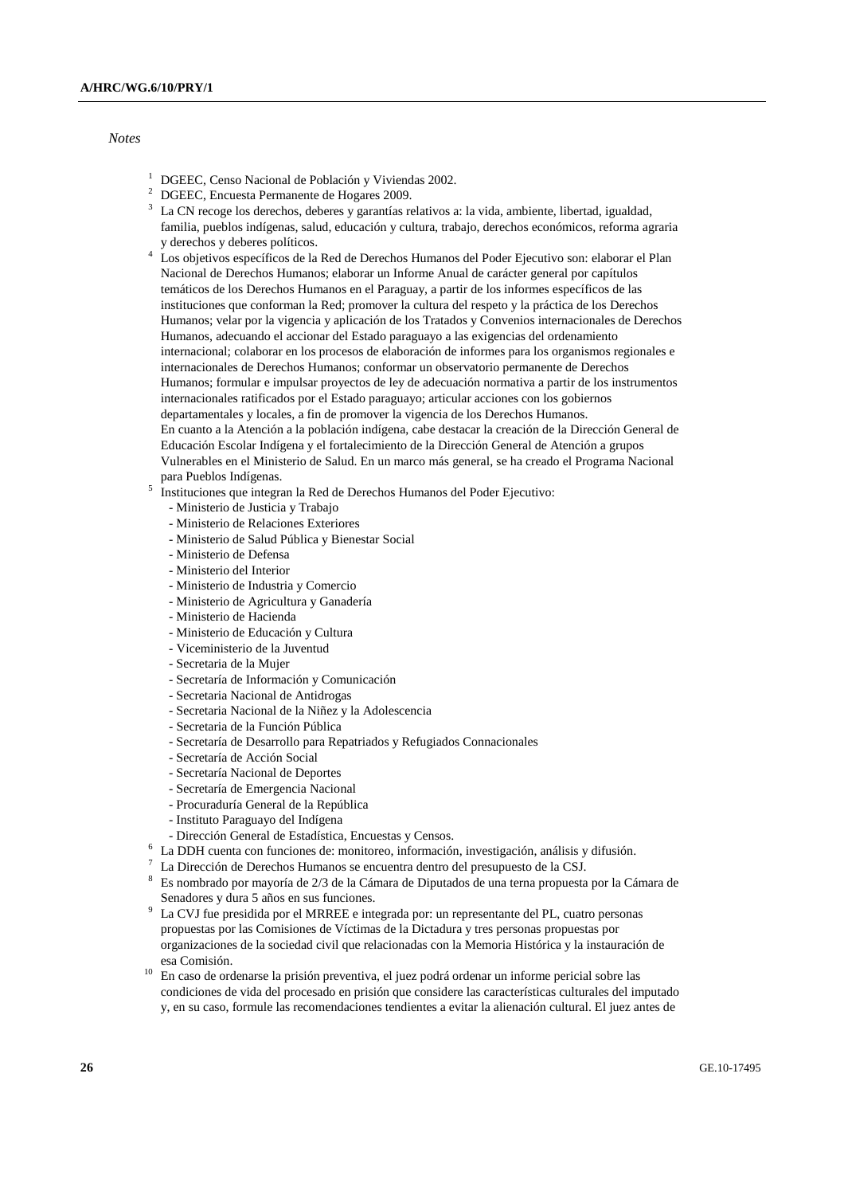*Notes*

1 DGEEC, Censo Nacional de Población y Viviendas 2002.

2 DGEEC, Encuesta Permanente de Hogares 2009.

3 La CN recoge los derechos, deberes y garantías relativos a: la vida, ambiente, libertad, igualdad, familia, pueblos indígenas, salud, educación y cultura, trabajo, derechos económicos, reforma agraria y derechos y deberes políticos.

4 Los objetivos específicos de la Red de Derechos Humanos del Poder Ejecutivo son: elaborar el Plan Nacional de Derechos Humanos; elaborar un Informe Anual de carácter general por capítulos temáticos de los Derechos Humanos en el Paraguay, a partir de los informes específicos de las instituciones que conforman la Red; promover la cultura del respeto y la práctica de los Derechos Humanos; velar por la vigencia y aplicación de los Tratados y Convenios internacionales de Derechos Humanos, adecuando el accionar del Estado paraguayo a las exigencias del ordenamiento internacional; colaborar en los procesos de elaboración de informes para los organismos regionales e internacionales de Derechos Humanos; conformar un observatorio permanente de Derechos Humanos; formular e impulsar proyectos de ley de adecuación normativa a partir de los instrumentos internacionales ratificados por el Estado paraguayo; articular acciones con los gobiernos departamentales y locales, a fin de promover la vigencia de los Derechos Humanos.
En cuanto a la Atención a la población indígena, cabe destacar la creación de la Dirección General de Educación Escolar Indígena y el fortalecimiento de la Dirección General de Atención a grupos Vulnerables en el Ministerio de Salud. En un marco más general, se ha creado el Programa Nacional para Pueblos Indígenas.

5 Instituciones que integran la Red de Derechos Humanos del Poder Ejecutivo:
- Ministerio de Justicia y Trabajo
- Ministerio de Relaciones Exteriores
- Ministerio de Salud Pública y Bienestar Social
- Ministerio de Defensa
- Ministerio del Interior
- Ministerio de Industria y Comercio
- Ministerio de Agricultura y Ganadería
- Ministerio de Hacienda
- Ministerio de Educación y Cultura
- Viceministerio de la Juventud
- Secretaria de la Mujer
- Secretaría de Información y Comunicación
- Secretaria Nacional de Antidrogas
- Secretaria Nacional de la Niñez y la Adolescencia
- Secretaria de la Función Pública
- Secretaría de Desarrollo para Repatriados y Refugiados Connacionales
- Secretaría de Acción Social
- Secretaría Nacional de Deportes
- Secretaría de Emergencia Nacional
- Procuraduría General de la República
- Instituto Paraguayo del Indígena
- Dirección General de Estadística, Encuestas y Censos.

6 La DDH cuenta con funciones de: monitoreo, información, investigación, análisis y difusión.

7 La Dirección de Derechos Humanos se encuentra dentro del presupuesto de la CSJ.

8 Es nombrado por mayoría de 2/3 de la Cámara de Diputados de una terna propuesta por la Cámara de Senadores y dura 5 años en sus funciones.

9 La CVJ fue presidida por el MRREE e integrada por: un representante del PL, cuatro personas propuestas por las Comisiones de Víctimas de la Dictadura y tres personas propuestas por organizaciones de la sociedad civil que relacionadas con la Memoria Histórica y la instauración de esa Comisión.

10 En caso de ordenarse la prisión preventiva, el juez podrá ordenar un informe pericial sobre las condiciones de vida del procesado en prisión que considere las características culturales del imputado y, en su caso, formule las recomendaciones tendientes a evitar la alienación cultural. El juez antes de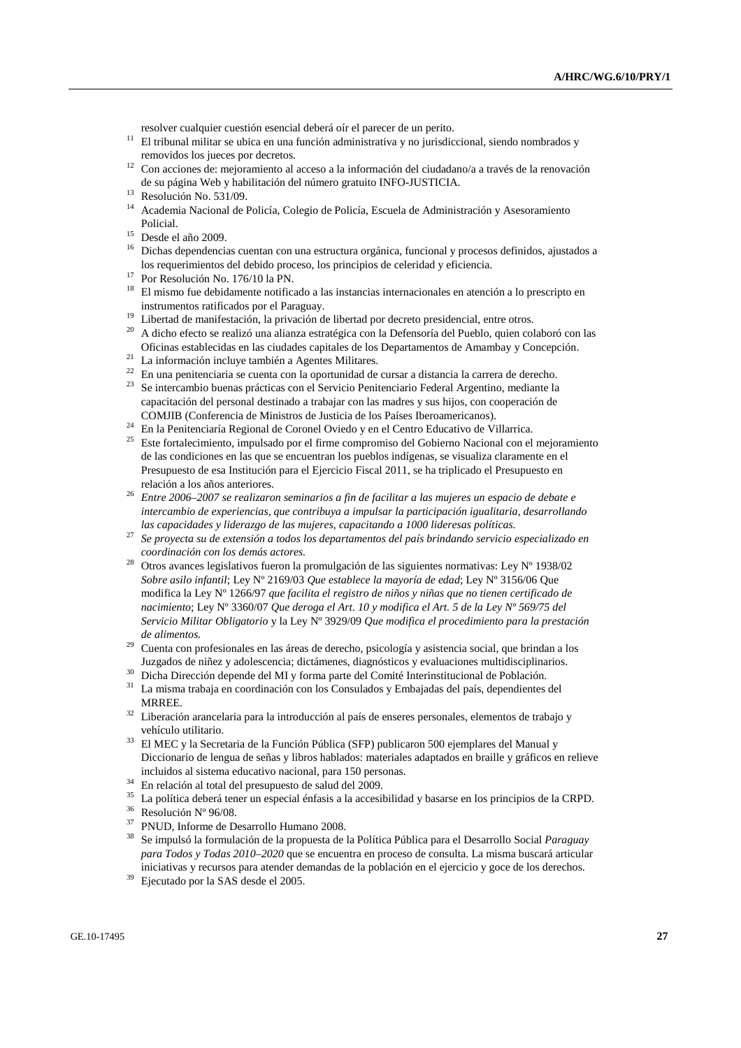resolver cualquier cuestión esencial deberá oír el parecer de un perito.

[11] El tribunal militar se ubica en una función administrativa y no jurisdiccional, siendo nombrados y removidos los jueces por decretos.

[12] Con acciones de: mejoramiento al acceso a la información del ciudadano/a a través de la renovación de su página Web y habilitación del número gratuito INFO-JUSTICIA.

[13] Resolución No. 531/09.

[14] Academia Nacional de Policía, Colegio de Policía, Escuela de Administración y Asesoramiento Policial.

[15] Desde el año 2009.

[16] Dichas dependencias cuentan con una estructura orgánica, funcional y procesos definidos, ajustados a los requerimientos del debido proceso, los principios de celeridad y eficiencia.

[17] Por Resolución No. 176/10 la PN.

[18] El mismo fue debidamente notificado a las instancias internacionales en atención a lo prescripto en instrumentos ratificados por el Paraguay.

[19] Libertad de manifestación, la privación de libertad por decreto presidencial, entre otros.

[20] A dicho efecto se realizó una alianza estratégica con la Defensoría del Pueblo, quien colaboró con las Oficinas establecidas en las ciudades capitales de los Departamentos de Amambay y Concepción.

[21] La información incluye también a Agentes Militares.

[22] En una penitenciaria se cuenta con la oportunidad de cursar a distancia la carrera de derecho.

[23] Se intercambio buenas prácticas con el Servicio Penitenciario Federal Argentino, mediante la capacitación del personal destinado a trabajar con las madres y sus hijos, con cooperación de COMJIB (Conferencia de Ministros de Justicia de los Países Iberoamericanos).

[24] En la Penitenciaría Regional de Coronel Oviedo y en el Centro Educativo de Villarrica.

[25] Este fortalecimiento, impulsado por el firme compromiso del Gobierno Nacional con el mejoramiento de las condiciones en las que se encuentran los pueblos indígenas, se visualiza claramente en el Presupuesto de esa Institución para el Ejercicio Fiscal 2011, se ha triplicado el Presupuesto en relación a los años anteriores.

[26] *Entre 2006–2007 se realizaron seminarios a fin de facilitar a las mujeres un espacio de debate e intercambio de experiencias, que contribuya a impulsar la participación igualitaria, desarrollando las capacidades y liderazgo de las mujeres, capacitando a 1000 lideresas políticas.*

[27] *Se proyecta su de extensión a todos los departamentos del país brindando servicio especializado en coordinación con los demás actores.*

[28] Otros avances legislativos fueron la promulgación de las siguientes normativas: Ley Nº 1938/02 *Sobre asilo infantil*; Ley Nº 2169/03 *Que establece la mayoría de edad*; Ley Nº 3156/06 Que modifica la Ley Nº 1266/97 *que facilita el registro de niños y niñas que no tienen certificado de nacimiento*; Ley Nº 3360/07 *Que deroga el Art. 10 y modifica el Art. 5 de la Ley Nº 569/75 del Servicio Militar Obligatorio* y la Ley Nº 3929/09 *Que modifica el procedimiento para la prestación de alimentos.*

[29] Cuenta con profesionales en las áreas de derecho, psicología y asistencia social, que brindan a los Juzgados de niñez y adolescencia; dictámenes, diagnósticos y evaluaciones multidisciplinarios.

[30] Dicha Dirección depende del MI y forma parte del Comité Interinstitucional de Población.

[31] La misma trabaja en coordinación con los Consulados y Embajadas del país, dependientes del MRREE.

[32] Liberación arancelaria para la introducción al país de enseres personales, elementos de trabajo y vehículo utilitario.

[33] El MEC y la Secretaria de la Función Pública (SFP) publicaron 500 ejemplares del Manual y Diccionario de lengua de señas y libros hablados: materiales adaptados en braille y gráficos en relieve incluidos al sistema educativo nacional, para 150 personas.

[34] En relación al total del presupuesto de salud del 2009.

[35] La política deberá tener un especial énfasis a la accesibilidad y basarse en los principios de la CRPD.

[36] Resolución Nº 96/08.

[37] PNUD, Informe de Desarrollo Humano 2008.

[38] Se impulsó la formulación de la propuesta de la Política Pública para el Desarrollo Social *Paraguay para Todos y Todas 2010–2020* que se encuentra en proceso de consulta. La misma buscará articular iniciativas y recursos para atender demandas de la población en el ejercicio y goce de los derechos.

[39] Ejecutado por la SAS desde el 2005.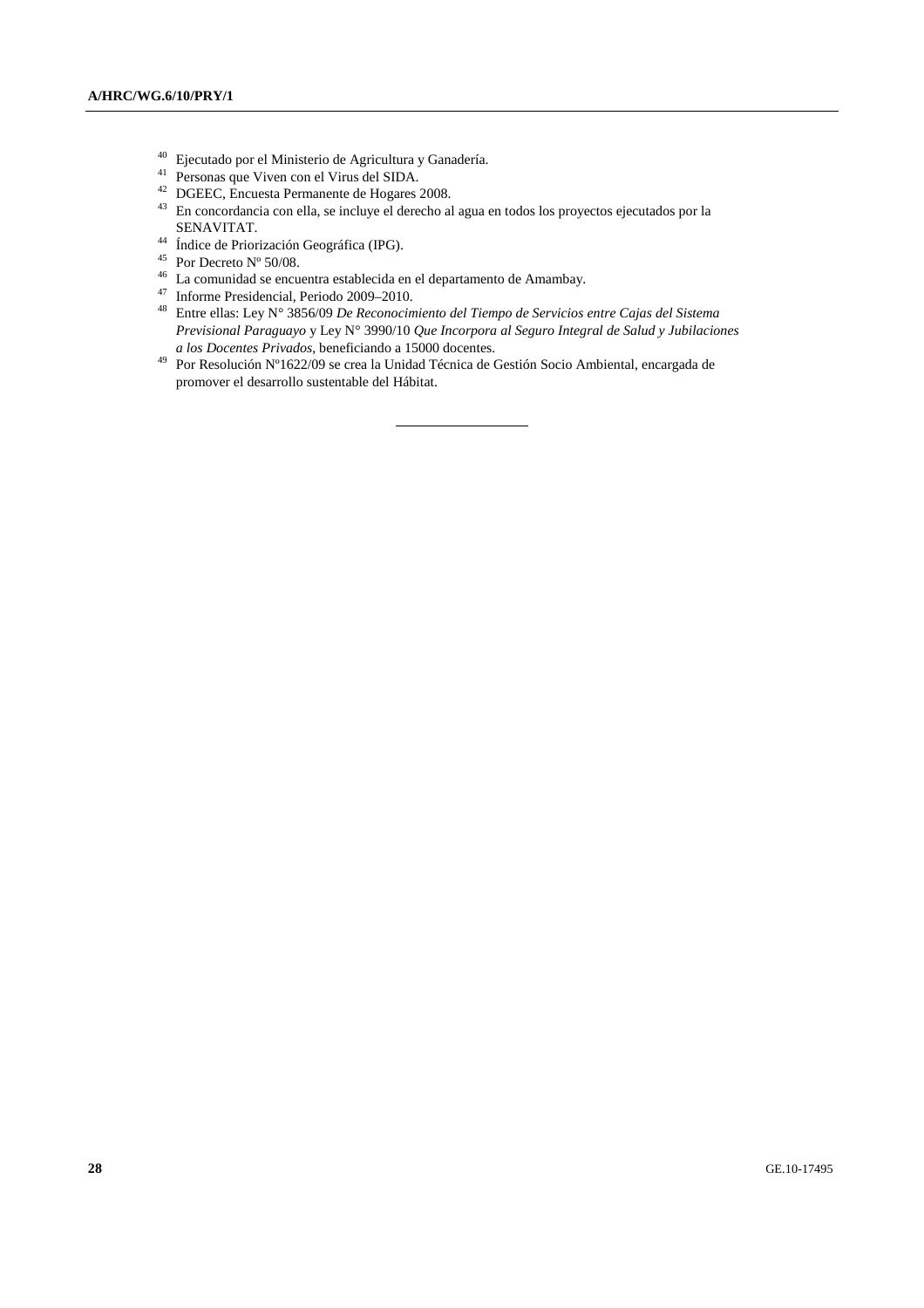[40] Ejecutado por el Ministerio de Agricultura y Ganadería.

[41] Personas que Viven con el Virus del SIDA.

[42] DGEEC, Encuesta Permanente de Hogares 2008.

[43] En concordancia con ella, se incluye el derecho al agua en todos los proyectos ejecutados por la SENAVITAT.

[44] Índice de Priorización Geográfica (IPG).

[45] Por Decreto Nº 50/08.

[46] La comunidad se encuentra establecida en el departamento de Amambay.

[47] Informe Presidencial, Periodo 2009–2010.

[48] Entre ellas: Ley N° 3856/09 *De Reconocimiento del Tiempo de Servicios entre Cajas del Sistema Previsional Paraguayo* y Ley N° 3990/10 *Que Incorpora al Seguro Integral de Salud y Jubilaciones a los Docentes Privados*, beneficiando a 15000 docentes.

[49] Por Resolución Nº1622/09 se crea la Unidad Técnica de Gestión Socio Ambiental, encargada de promover el desarrollo sustentable del Hábitat.